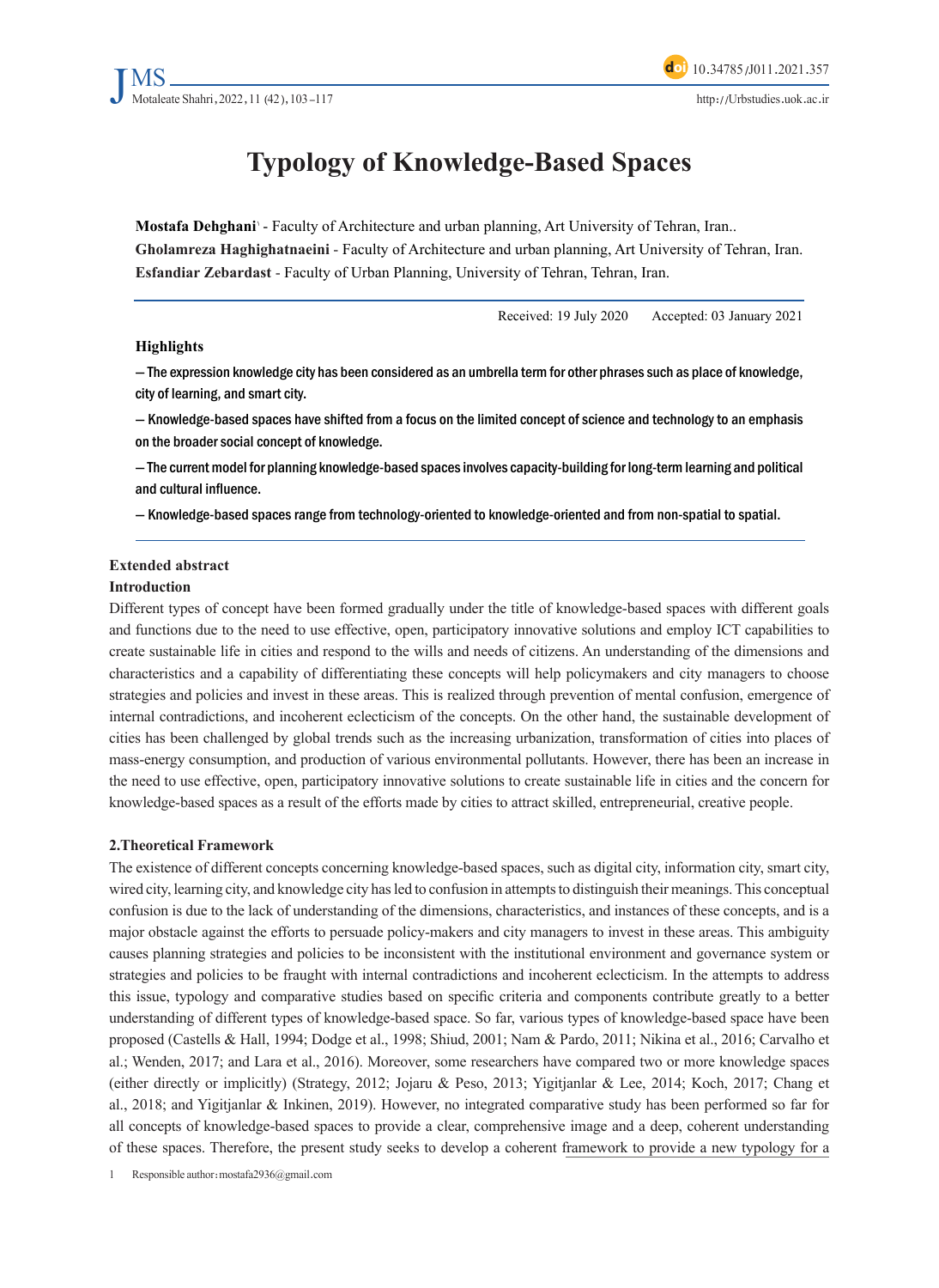# Typology of Knowledge-Based Spaces

**Mostafa Dehghani**[1] - Faculty of Architecture and urban planning, Art University of Tehran, Iran..
**Gholamreza Haghighatnaeini** - Faculty of Architecture and urban planning, Art University of Tehran, Iran.
**Esfandiar Zebardast** - Faculty of Urban Planning, University of Tehran, Tehran, Iran.

Received: 19 July 2020 Accepted: 03 January 2021

### Highlights

— The expression knowledge city has been considered as an umbrella term for other phrases such as place of knowledge, city of learning, and smart city.

— Knowledge-based spaces have shifted from a focus on the limited concept of science and technology to an emphasis on the broader social concept of knowledge.

— The current model for planning knowledge-based spaces involves capacity-building for long-term learning and political and cultural influence.

— Knowledge-based spaces range from technology-oriented to knowledge-oriented and from non-spatial to spatial.

## Extended abstract

### Introduction

Different types of concept have been formed gradually under the title of knowledge-based spaces with different goals and functions due to the need to use effective, open, participatory innovative solutions and employ ICT capabilities to create sustainable life in cities and respond to the wills and needs of citizens. An understanding of the dimensions and characteristics and a capability of differentiating these concepts will help policymakers and city managers to choose strategies and policies and invest in these areas. This is realized through prevention of mental confusion, emergence of internal contradictions, and incoherent eclecticism of the concepts. On the other hand, the sustainable development of cities has been challenged by global trends such as the increasing urbanization, transformation of cities into places of mass-energy consumption, and production of various environmental pollutants. However, there has been an increase in the need to use effective, open, participatory innovative solutions to create sustainable life in cities and the concern for knowledge-based spaces as a result of the efforts made by cities to attract skilled, entrepreneurial, creative people.

### 2.Theoretical Framework

The existence of different concepts concerning knowledge-based spaces, such as digital city, information city, smart city, wired city, learning city, and knowledge city has led to confusion in attempts to distinguish their meanings. This conceptual confusion is due to the lack of understanding of the dimensions, characteristics, and instances of these concepts, and is a major obstacle against the efforts to persuade policy-makers and city managers to invest in these areas. This ambiguity causes planning strategies and policies to be inconsistent with the institutional environment and governance system or strategies and policies to be fraught with internal contradictions and incoherent eclecticism. In the attempts to address this issue, typology and comparative studies based on specific criteria and components contribute greatly to a better understanding of different types of knowledge-based space. So far, various types of knowledge-based space have been proposed (Castells & Hall, 1994; Dodge et al., 1998; Shiud, 2001; Nam & Pardo, 2011; Nikina et al., 2016; Carvalho et al.; Wenden, 2017; and Lara et al., 2016). Moreover, some researchers have compared two or more knowledge spaces (either directly or implicitly) (Strategy, 2012; Jojaru & Peso, 2013; Yigitjanlar & Lee, 2014; Koch, 2017; Chang et al., 2018; and Yigitjanlar & Inkinen, 2019). However, no integrated comparative study has been performed so far for all concepts of knowledge-based spaces to provide a clear, comprehensive image and a deep, coherent understanding of these spaces. Therefore, the present study seeks to develop a coherent framework to provide a new typology for a

1 Responsible author: mostafa2936@gmail.com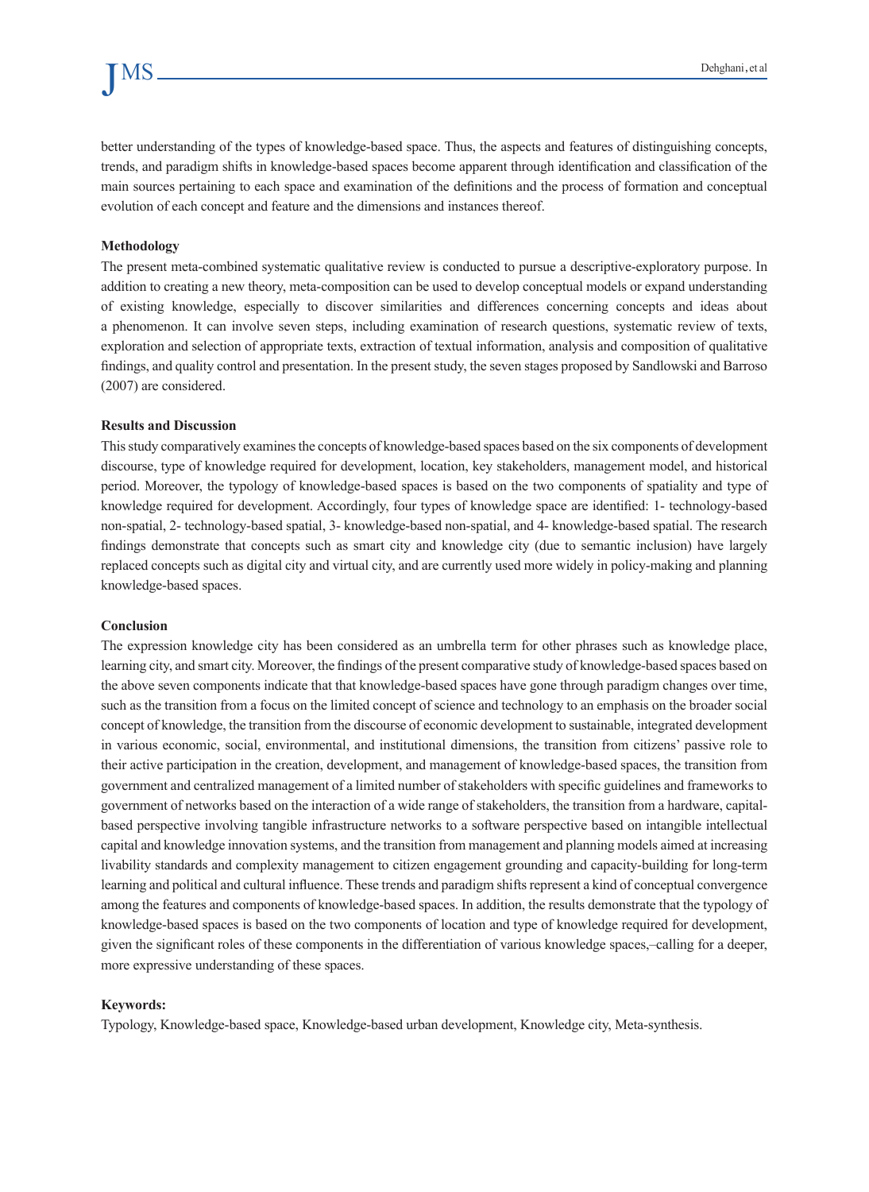better understanding of the types of knowledge-based space. Thus, the aspects and features of distinguishing concepts, trends, and paradigm shifts in knowledge-based spaces become apparent through identification and classification of the main sources pertaining to each space and examination of the definitions and the process of formation and conceptual evolution of each concept and feature and the dimensions and instances thereof.

**Methodology**

The present meta-combined systematic qualitative review is conducted to pursue a descriptive-exploratory purpose. In addition to creating a new theory, meta-composition can be used to develop conceptual models or expand understanding of existing knowledge, especially to discover similarities and differences concerning concepts and ideas about a phenomenon. It can involve seven steps, including examination of research questions, systematic review of texts, exploration and selection of appropriate texts, extraction of textual information, analysis and composition of qualitative findings, and quality control and presentation. In the present study, the seven stages proposed by Sandlowski and Barroso (2007) are considered.

**Results and Discussion**

This study comparatively examines the concepts of knowledge-based spaces based on the six components of development discourse, type of knowledge required for development, location, key stakeholders, management model, and historical period. Moreover, the typology of knowledge-based spaces is based on the two components of spatiality and type of knowledge required for development. Accordingly, four types of knowledge space are identified: 1- technology-based non-spatial, 2- technology-based spatial, 3- knowledge-based non-spatial, and 4- knowledge-based spatial. The research findings demonstrate that concepts such as smart city and knowledge city (due to semantic inclusion) have largely replaced concepts such as digital city and virtual city, and are currently used more widely in policy-making and planning knowledge-based spaces.

**Conclusion**

The expression knowledge city has been considered as an umbrella term for other phrases such as knowledge place, learning city, and smart city. Moreover, the findings of the present comparative study of knowledge-based spaces based on the above seven components indicate that that knowledge-based spaces have gone through paradigm changes over time, such as the transition from a focus on the limited concept of science and technology to an emphasis on the broader social concept of knowledge, the transition from the discourse of economic development to sustainable, integrated development in various economic, social, environmental, and institutional dimensions, the transition from citizens' passive role to their active participation in the creation, development, and management of knowledge-based spaces, the transition from government and centralized management of a limited number of stakeholders with specific guidelines and frameworks to government of networks based on the interaction of a wide range of stakeholders, the transition from a hardware, capital-based perspective involving tangible infrastructure networks to a software perspective based on intangible intellectual capital and knowledge innovation systems, and the transition from management and planning models aimed at increasing livability standards and complexity management to citizen engagement grounding and capacity-building for long-term learning and political and cultural influence. These trends and paradigm shifts represent a kind of conceptual convergence among the features and components of knowledge-based spaces. In addition, the results demonstrate that the typology of knowledge-based spaces is based on the two components of location and type of knowledge required for development, given the significant roles of these components in the differentiation of various knowledge spaces,–calling for a deeper, more expressive understanding of these spaces.

**Keywords:**

Typology, Knowledge-based space, Knowledge-based urban development, Knowledge city, Meta-synthesis.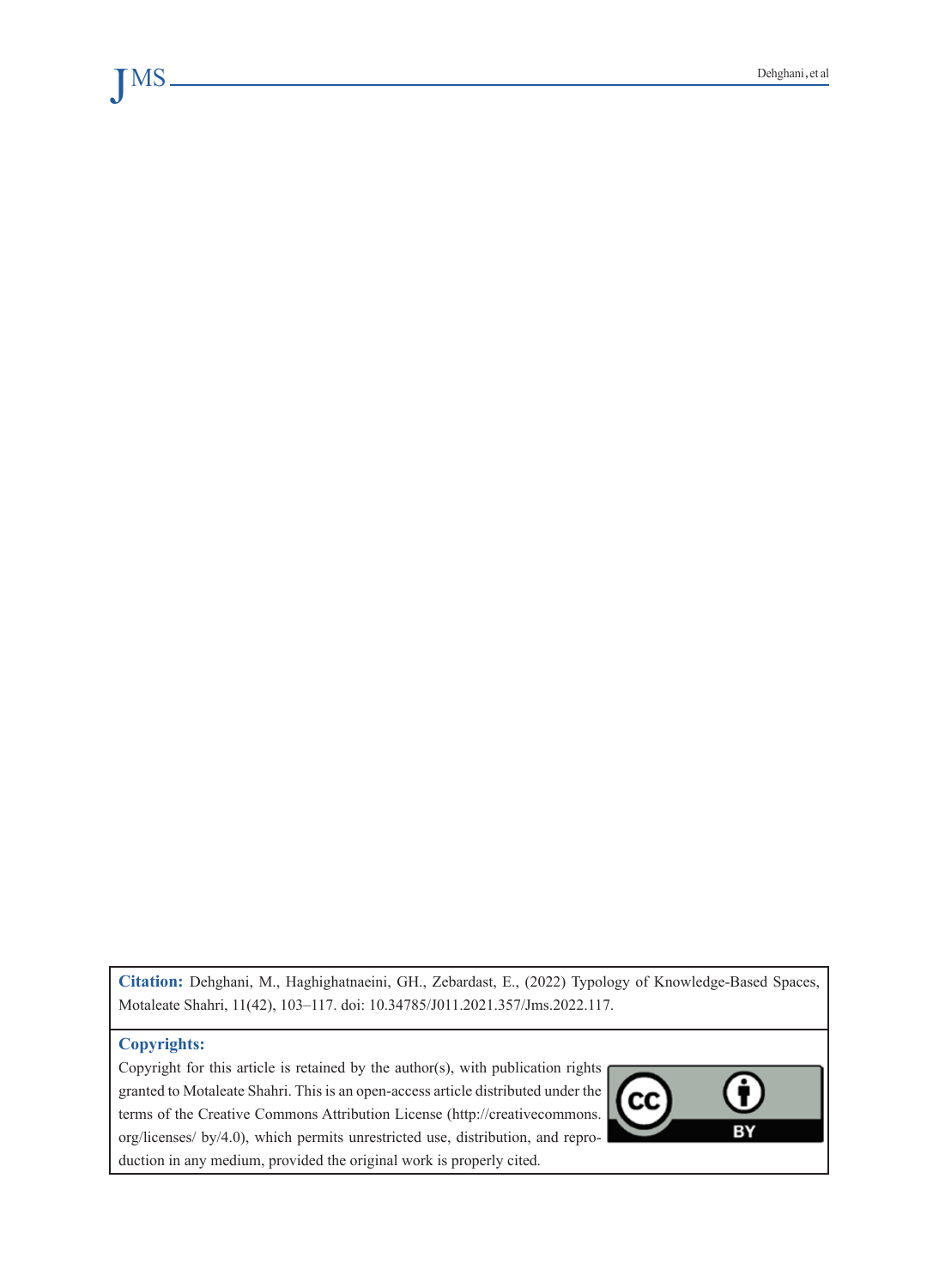**Citation:** Dehghani, M., Haghighatnaeini, GH., Zebardast, E., (2022) Typology of Knowledge-Based Spaces, Motaleate Shahri, 11(42), 103–117. doi: 10.34785/J011.2021.357/Jms.2022.117.

**Copyrights:**

Copyright for this article is retained by the author(s), with publication rights granted to Motaleate Shahri. This is an open-access article distributed under the terms of the Creative Commons Attribution License (http://creativecommons.org/licenses/ by/4.0), which permits unrestricted use, distribution, and reproduction in any medium, provided the original work is properly cited.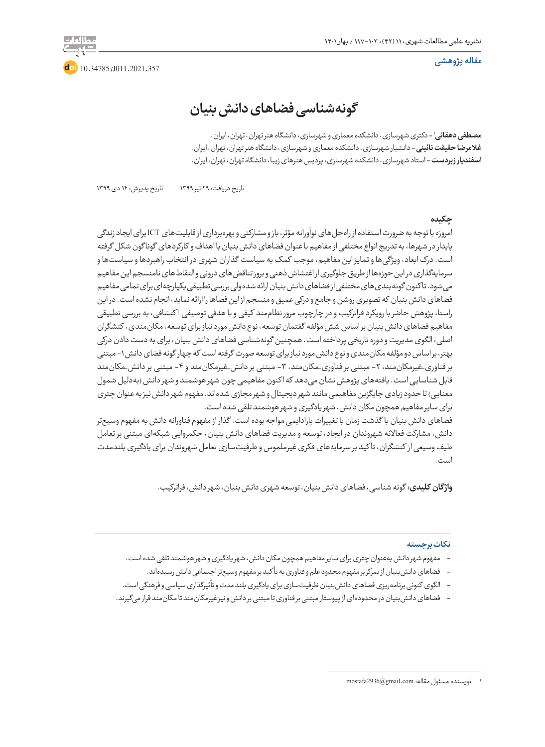مقاله پژوهشی

10.34785/J011.2021.357

# گونه‌شناسی فضاهای دانش بنیان

**مصطفی دهقانی**[1] - دکتری شهرسازی، دانشکده معماری و شهرسازی، دانشگاه هنر تهران، تهران، ایران.
**غلامرضا حقیقت نائینی** - دانشیار شهرسازی، دانشکده معماری و شهرسازی، دانشگاه هنر تهران، تهران، ایران.
**اسفندیار زبردست** - استاد شهرسازی، دانشکده شهرسازی، پردیس هنرهای زیبا، دانشگاه تهران، تهران، ایران.

تاریخ دریافت: ۲۹ تیر ۱۳۹۹ — تاریخ پذیرش: ۱۴ دی ۱۳۹۹

## چکیده

امروزه با توجه به ضرورت استفاده از راه‌حل‌های نوآورانه مؤثر، باز و مشارکتی و بهره‌برداری از قابلیت‌های ICT برای ایجاد زندگی پایدار در شهرها، به تدریج انواع مختلفی از مفاهیم با عنوان فضاهای دانش بنیان با اهداف و کارکردهای گوناگون شکل گرفته است. درک ابعاد، ویژگی‌ها و تمایز این مفاهیم، موجب کمک به سیاست گذاران شهری در انتخاب راهبردها و سیاست‌ها و سرمایه‌گذاری در این حوزه‌ها از طریق جلوگیری از اغتشاش ذهنی و بروز تناقض‌های درونی و التقاط‌های نامنسجم این مفاهیم می‌شود. تاکنون گونه‌بندی‌های مختلفی از فضاهای دانش بنیان ارائه شده ولی بررسی تطبیقی یکپارچه‌ای برای تمامی مفاهیم فضاهای دانش بنیان که تصویری روشن و جامع و درکی عمیق و منسجم از این فضاها را ارائه نماید، انجام نشده است. در این راستا، پژوهش حاضر با رویکرد فراترکیب و در چارچوب مرور نظام‌مند کیفی و با هدفی توصیفی-اکتشافی، به بررسی تطبیقی مفاهیم فضاهای دانش بنیان براساس شش مؤلفه گفتمان توسعه، نوع دانش مورد نیاز برای توسعه، مکان‌مندی، کنشگران اصلی، الگوی مدیریت و دوره تاریخی پرداخته است. همچنین گونه‌شناسی فضاهای دانش بنیان، برای به دست دادن درکی بهتر، براساس دو مؤلفه مکان‌مندی و نوع دانش مورد نیاز برای توسعه صورت گرفته است که چهار گونه فضای دانش ۱- مبتنی بر فناوری-غیرمکان‌مند، ۲- مبتنی بر فناوری-مکان‌مند، ۳- مبتنی بر دانش-غیرمکان‌مند و ۴- مبتنی بر دانش-مکان‌مند قابل شناسایی است. یافته‌های پژوهش نشان می‌دهد که اکنون مفاهیمی چون شهر هوشمند و شهر دانش (به‌دلیل شمول معنایی) تا حدود زیادی جایگزین مفاهیمی مانند شهر دیجیتال و شهر مجازی شده‌اند. مفهوم شهر دانش نیز به عنوان چتری برای سایر مفاهیم همچون مکان دانش، شهر یادگیری و شهر هوشمند تلقی شده است.

فضاهای دانش بنیان با گذشت زمان با تغییرات پارادایمی مواجه بوده است. گذار از مفهوم فناورانه دانش به مفهوم وسیع‌تر دانش، مشارکت فعالانه شهروندان در ایجاد، توسعه و مدیریت فضاهای دانش بنیان، حکمروایی شبکه‌ای مبتنی بر تعامل طیف وسیعی از کنشگران، تأکید بر سرمایه‌های فکری غیرملموس و ظرفیت‌سازی تعامل شهروندان برای یادگیری بلندمدت است.

**واژگان کلیدی:** گونه شناسی، فضاهای دانش بنیان، توسعه شهری دانش بنیان، شهر دانش، فراترکیب.

## نکات برجسته

- مفهوم شهر دانش به‌عنوان چتری برای سایر مفاهیم همچون مکان دانش، شهر یادگیری و شهر هوشمند تلقی شده است.
- فضاهای دانش‌بنیان از تمرکز بر مفهوم محدود علم و فناوری به تأکید بر مفهوم وسیع‌تر اجتماعی دانش رسیده‌اند.
- الگوی کنونی برنامه‌ریزی فضاهای دانش‌بنیان ظرفیت‌سازی برای یادگیری بلند مدت و تأثیرگذاری سیاسی و فرهنگی است.
- فضاهای دانش‌بنیان در محدوده‌ای از پیوستار مبتنی بر فناوری تا مبتنی بر دانش و نیز غیرمکان‌مند تا مکان‌مند قرار می‌گیرند.

---

[1] نویسنده مسئول مقاله: mostafa2936@gmail.com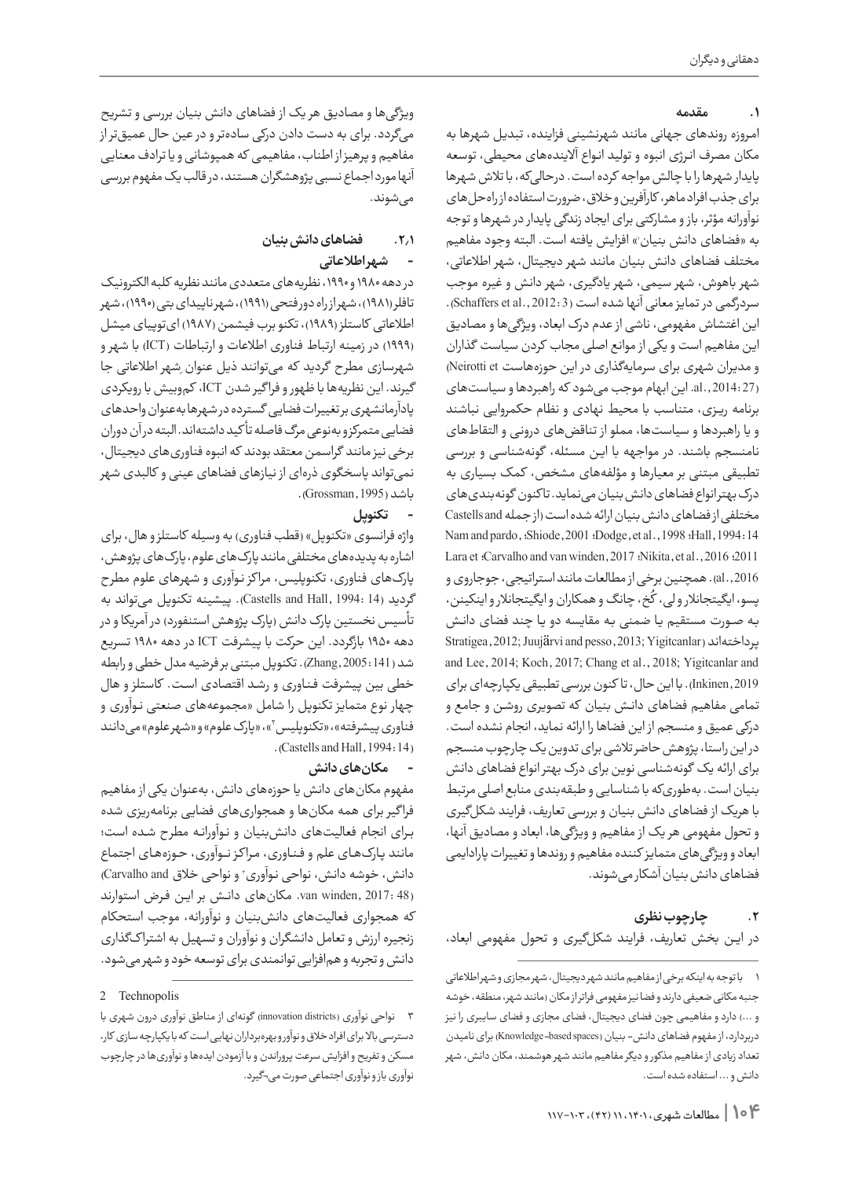## ۱. مقدمه

امروزه روندهای جهانی مانند شهرنشینی فزاینده، تبدیل شهرها به مکان مصرف انرژی انبوه و تولید انواع آلاینده‌های محیطی، توسعه پایدار شهرها را با چالش مواجه کرده است. درحالی‌که، با تلاش شهرها برای جذب افراد ماهر، کارآفرین و خلاق، ضرورت استفاده از راه‌حل‌های نوآورانه مؤثر، باز و مشارکتی برای ایجاد زندگی پایدار در شهرها و توجه به «فضاهای دانش بنیان[۱]» افزایش یافته است. البته وجود مفاهیم مختلف فضاهای دانش بنیان مانند شهر دیجیتال، شهر اطلاعاتی، شهر باهوش، شهر سیمی، شهر یادگیری، شهر دانش و غیره موجب سردرگمی در تمایز معانی آنها شده است (Schaffers et al., 2012: 3). این اغتشاش مفهومی، ناشی از عدم درک ابعاد، ویژگی‌ها و مصادیق این مفاهیم است و یکی از موانع اصلی مجاب کردن سیاست گذاران و مدیران شهری برای سرمایه‌گذاری در این حوزه‌هاست (Neirotti et al., 2014: 27). این ابهام موجب می‌شود که راهبردها و سیاست‌های برنامه ریزی، متناسب با محیط نهادی و نظام حکمروایی نباشند و یا راهبردها و سیاست‌ها، مملو از تناقض‌های درونی و التقاط‌های نامنسجم باشند. در مواجهه با این مسئله، گونه‌شناسی و بررسی تطبیقی مبتنی بر معیارها و مؤلفه‌های مشخص، کمک بسیاری به درک بهتر انواع فضاهای دانش بنیان می‌نماید. تاکنون گونه‌بندی‌های مختلفی از فضاهای دانش بنیان ارائه شده است (از جمله Castells and Hall, 1994: 14؛ Dodge, et al., 1998؛ Shiode, 2001؛ Nam and pardo, 2011؛ Nikita, et al., 2016؛ Carvalho and van winden, 2017؛ Lara et al., 2016). همچنین برخی از مطالعات مانند استراتیجی، جوجاروی و پسو، ایگیتجانلار و لی، کُخ، چانگ و همکاران و ایگیتجانلار و اینکینن، به صورت مستقیم یا ضمنی به مقایسه دو یا چند فضای دانش پرداخته‌اند (Stratigea, 2012; Juujärvi and pesso, 2013; Yigitcanlar and Lee, 2014; Koch, 2017; Chang et al., 2018; Yigitcanlar and Inkinen, 2019). با این حال، تا کنون بررسی تطبیقی یکپارچه‌ای برای تمامی مفاهیم فضاهای دانش بنیان که تصویری روشن و جامع و درکی عمیق و منسجم از این فضاها را ارائه نماید، انجام نشده است. در این راستا، پژوهش حاضر تلاشی برای تدوین یک چارچوب منسجم برای ارائه یک گونه‌شناسی نوین برای درک بهتر انواع فضاهای دانش بنیان است. به‌طوری‌که با شناسایی و طبقه‌بندی منابع اصلی مرتبط با هریک از فضاهای دانش بنیان و بررسی تعاریف، فرایند شکل‌گیری و تحول مفهومی هر یک از مفاهیم و ویژگی‌ها، ابعاد و مصادیق آنها، ابعاد و ویژگی‌های متمایز کننده مفاهیم و روندها و تغییرات پارادایمی فضاهای دانش بنیان آشکار می‌شوند.

## ۲. چارچوب نظری

در این بخش تعاریف، فرایند شکل‌گیری و تحول مفهومی ابعاد، ویژگی‌ها و مصادیق هر یک از فضاهای دانش بنیان بررسی و تشریح می‌گردد. برای به دست دادن درکی ساده‌تر و در عین حال عمیق‌تر از مفاهیم و پرهیز از اطناب، مفاهیمی که همپوشانی و یا ترادف معنایی آنها مورد اجماع نسبی پژوهشگران هستند، در قالب یک مفهوم بررسی می‌شوند.

### ۲،۱. فضاهای دانش بنیان

#### - شهر اطلاعاتی

در دهه ۱۹۸۰ و ۱۹۹۰، نظریه‌های متعددی مانند نظریه کلبه الکترونیک تافلر (۱۹۸۱)، شهر از راه دور فتحی (۱۹۹۱)، شهر ناپیدای بتی (۱۹۹۰)، شهر اطلاعاتی کاستلز (۱۹۸۹)، تکنو برب فیشمن (۱۹۸۷) ای‌توپیای میشل (۱۹۹۹) در زمینه ارتباط فناوری اطلاعات و ارتباطات (ICT) با شهر و شهرسازی مطرح گردید که می‌توانند ذیل عنوان شهر اطلاعاتی جا گیرند. این نظریه‌ها با ظهور و فراگیر شدن ICT، کم‌وبیش با رویکردی پادآرمانشهری بر تغییرات فضایی گسترده در شهرها به‌عنوان واحدهای فضایی متمرکز و به‌نوعی مرگ فاصله تأکید داشته‌اند. البته در آن دوران برخی نیز مانند گراسمن معتقد بودند که انبوه فناوری‌های دیجیتال، نمی‌تواند پاسخگوی ذره‌ای از نیازهای فضاهای عینی و کالبدی شهر باشد (Grossman, 1995).

#### - تکنوپل

واژه فرانسوی «تکنوپل» (قطب فناوری) به وسیله کاستلز و هال، برای اشاره به پدیده‌های مختلفی مانند پارک‌های علوم، پارک‌های پژوهش، پارک‌های فناوری، تکنوپلیس، مراکز نوآوری و شهرهای علوم مطرح گردید (Castells and Hall, 1994: 14). پیشینه تکنوپل می‌تواند به تأسیس نخستین پارک دانش (پارک پژوهش استنفورد) در آمریکا و در دهه ۱۹۵۰ بازگردد. این حرکت با پیشرفت ICT در دهه ۱۹۸۰ تسریع شد (Zhang, 2005: 141). تکنوپل مبتنی بر فرضیه مدل خطی و رابطه خطی بین پیشرفت فناوری و رشد اقتصادی است. کاستلز و هال چهار نوع متمایز تکنوپل را شامل «مجموعه‌های صنعتی نوآوری و فناوری پیشرفته»، «تکنوپلیس[۲]»، «پارک علوم» و «شهر علوم» می‌دانند (Castells and Hall, 1994: 14).

#### - مکان‌های دانش

مفهوم مکان‌های دانش یا حوزه‌های دانش، به‌عنوان یکی از مفاهیم فراگیر برای همه مکان‌ها و همجواری‌های فضایی برنامه‌ریزی شده برای انجام فعالیت‌های دانش‌بنیان و نوآورانه مطرح شده است؛ مانند پارک‌های علم و فناوری، مراکز نوآوری، حوزه‌های اجتماع دانش، خوشه دانش، نواحی نوآوری[۳] و نواحی خلاق (Carvalho and van winden, 2017: 48). مکان‌های دانش بر این فرض استوارند که همجواری فعالیت‌های دانش‌بنیان و نوآورانه، موجب استحکام زنجیره ارزش و تعامل دانشگران و نوآوران و تسهیل به اشتراک‌گذاری دانش و تجربه و هم‌افزایی توانمندی برای توسعه خود و شهر می‌شود.

---

۱ با توجه به اینکه برخی از مفاهیم مانند شهر دیجیتال، شهر مجازی و شهر اطلاعاتی جنبه مکانی ضعیفی دارند و فضا نیز مفهومی فراتر از مکان (مانند شهر، منطقه، خوشه و ...) دارد و مفاهیمی چون فضای دیجیتال، فضای مجازی و فضای سایبری را نیز دربردارد، از مفهوم فضاهای دانش- بنیان (Knowledge-based spaces) برای نامیدن تعداد زیادی از مفاهیم مذکور و دیگر مفاهیم مانند شهر هوشمند، مکان دانش، شهر دانش و ... استفاده شده است.

2 Technopolis

۳ نواحی نوآوری (innovation districts) گونه‌ای از مناطق نوآوری درون شهری با دسترسی بالا برای افراد خلاق و نوآور و بهره‌برداران نهایی است که با یکپارچه سازی کار، مسکن و تفریح و افزایش سرعت پروراندن و با آزمودن ایده‌ها و نوآوری‌ها در چارچوب نوآوری باز و نوآوری اجتماعی صورت می‌گیرد.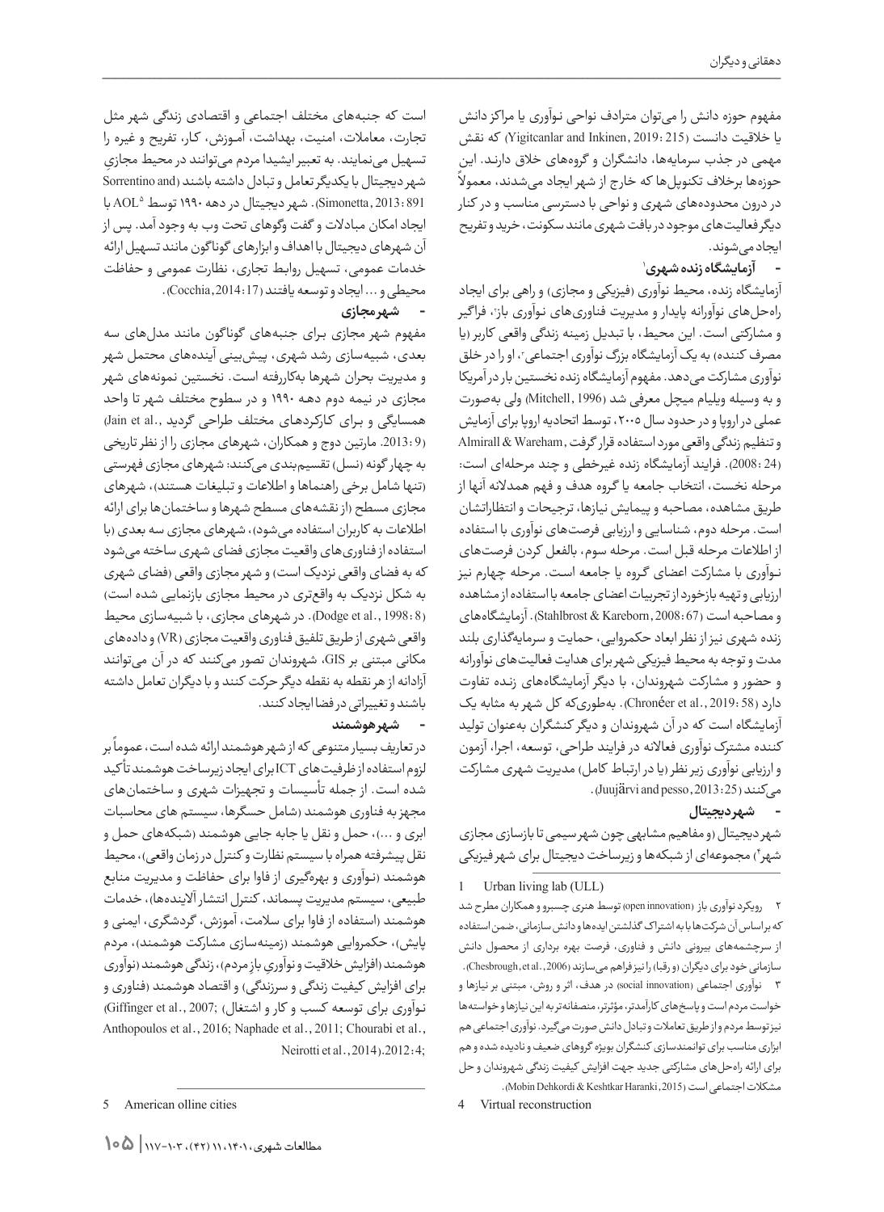مفهوم حوزه دانش را می‌توان مترادف نواحی نوآوری یا مراکز دانش یا خلاقیت دانست (Yigitcanlar and Inkinen, 2019: 215) که نقش مهمی در جذب سرمایه‌ها، دانشگران و گروه‌های خلاق دارند. این حوزه‌ها برخلاف تکنوپل‌ها که خارج از شهر ایجاد می‌شدند، معمولاً در درون محدوده‌های شهری و نواحی با دسترسی مناسب و در کنار دیگر فعالیت‌های موجود در بافت شهری مانند سکونت، خرید و تفریح ایجاد می‌شوند.

- **آزمایشگاه زنده شهری**[1]

آزمایشگاه زنده، محیط نوآوری (فیزیکی و مجازی) و راهی برای ایجاد راه‌حل‌های نوآورانه پایدار و مدیریت فناوری‌های نوآوری باز[2]، فراگیر و مشارکتی است. این محیط، با تبدیل زمینه زندگی واقعی کاربر (یا مصرف کننده) به یک آزمایشگاه بزرگ نوآوری اجتماعی[3]، او را در خلق نوآوری مشارکت می‌دهد. مفهوم آزمایشگاه زنده نخستین بار در آمریکا و به وسیله ویلیام میچل معرفی شد (Mitchell, 1996) ولی به‌صورت عملی در اروپا و در حدود سال ۲۰۰۵، توسط اتحادیه اروپا برای آزمایش و تنظیم زندگی واقعی مورد استفاده قرار گرفت (Almirall & Wareham, 2008: 24). فرایند آزمایشگاه زنده غیرخطی و چند مرحله‌ای است: مرحله نخست، انتخاب جامعه یا گروه هدف و فهم همدلانه آنها از طریق مشاهده، مصاحبه و پیمایش نیازها، ترجیحات و انتظاراتشان است. مرحله دوم، شناسایی و ارزیابی فرصت‌های نوآوری با استفاده از اطلاعات مرحله قبل است. مرحله سوم، بالفعل کردن فرصت‌های نوآوری با مشارکت اعضای گروه یا جامعه است. مرحله چهارم نیز ارزیابی و تهیه بازخورد از تجربیات اعضای جامعه با استفاده از مشاهده و مصاحبه است (Stahlbrost & Kareborn, 2008: 67). آزمایشگاه‌های زنده شهری نیز از نظر ابعاد حکمروایی، حمایت و سرمایه‌گذاری بلند مدت و توجه به محیط فیزیکی شهر برای هدایت فعالیت‌های نوآورانه و حضور و مشارکت شهروندان، با دیگر آزمایشگاه‌های زنده تفاوت دارد (Chronéer et al., 2019: 58). به‌طوری‌که کل شهر به مثابه یک آزمایشگاه است که در آن شهروندان و دیگر کنشگران به‌عنوان تولید کننده مشترک نوآوری فعالانه در فرایند طراحی، توسعه، اجرا، آزمون و ارزیابی نوآوری زیر نظر (یا در ارتباط کامل) مدیریت شهری مشارکت می‌کنند (Juujärvi and pesso, 2013: 25).

- **شهر دیجیتال**

شهر دیجیتال (و مفاهیم مشابهی چون شهر سیمی تا بازسازی مجازی شهر[4]) مجموعه‌ای از شبکه‌ها و زیرساخت دیجیتال برای شهر فیزیکی است که جنبه‌های مختلف اجتماعی و اقتصادی زندگی شهر مثل تجارت، معاملات، امنیت، بهداشت، آموزش، کار، تفریح و غیره را تسهیل می‌نمایند. به تعبیر ایشیدا مردم می‌توانند در محیط مجازی شهر دیجیتال با یکدیگر تعامل و تبادل داشته باشند (Sorrentino and Simonetta, 2013: 891). شهر دیجیتال در دهه ۱۹۹۰ توسط AOL[5] با ایجاد امکان مبادلات و گفت وگوهای تحت وب به وجود آمد. پس از آن شهرهای دیجیتال با اهداف و ابزارهای گوناگون مانند تسهیل ارائه خدمات عمومی، تسهیل روابط تجاری، نظارت عمومی و حفاظت محیطی و... ایجاد و توسعه یافتند (Cocchia, 2014: 17).

- **شهر مجازی**

مفهوم شهر مجازی برای جنبه‌های گوناگون مانند مدل‌های سه بعدی، شبیه‌سازی رشد شهری، پیش‌بینی آینده‌های محتمل شهر و مدیریت بحران شهرها به‌کاررفته است. نخستین نمونه‌های شهر مجازی در نیمه دوم دهه ۱۹۹۰ و در سطوح مختلف شهر تا واحد همسایگی و برای کارکردهای مختلف طراحی گردید (Jain et al., 2013: 9). مارتین دوج و همکاران، شهرهای مجازی را از نظر تاریخی به چهارگونه (نسل) تقسیم‌بندی می‌کنند: شهرهای مجازی فهرستی (تنها شامل برخی راهنماها و اطلاعات و تبلیغات هستند)، شهرهای مجازی مسطح (از نقشه‌های مسطح شهرها و ساختمان‌ها برای ارائه اطلاعات به کاربران استفاده می‌شود)، شهرهای مجازی سه بعدی (با استفاده از فناوری‌های واقعیت مجازی فضای شهری ساخته می‌شود که به فضای واقعی نزدیک است) و شهر مجازی واقعی (فضای شهری به شکل نزدیک به واقع‌تری در محیط مجازی بازنمایی شده است) (Dodge et al., 1998: 8). در شهرهای مجازی، با شبیه‌سازی محیط واقعی شهری از طریق تلفیق فناوری واقعیت مجازی (VR) و داده‌های مکانی مبتنی بر GIS، شهروندان تصور می‌کنند که در آن می‌توانند آزادانه از هر نقطه به نقطه دیگر حرکت کنند و با دیگران تعامل داشته باشند و تغییراتی در فضا ایجاد کنند.

- **شهر هوشمند**

در تعاریف بسیار متنوعی که از شهر هوشمند ارائه شده است، عموماً بر لزوم استفاده از ظرفیت‌های ICT برای ایجاد زیرساخت هوشمند تأکید شده است. از جمله تأسیسات و تجهیزات شهری و ساختمان‌های مجهز به فناوری هوشمند (شامل حسگرها، سیستم های محاسبات ابری و...)، حمل و نقل یا جابه جایی هوشمند (شبکه‌های حمل و نقل پیشرفته همراه با سیستم نظارت و کنترل در زمان واقعی)، محیط هوشمند (نوآوری و بهره‌گیری از فاوا برای حفاظت و مدیریت منابع طبیعی، سیستم مدیریت پسماند، کنترل انتشار آلاینده‌ها)، خدمات هوشمند (استفاده از فاوا برای سلامت، آموزش، گردشگری، ایمنی و پایش)، حکمروایی هوشمند (زمینه‌سازی مشارکت هوشمند)، مردم هوشمند (افزایش خلاقیت و نوآوری باز مردم)، زندگی هوشمند (نوآوری برای افزایش کیفیت زندگی و سرزندگی) و اقتصاد هوشمند (فناوری و نوآوری برای توسعه کسب و کار و اشتغال) (Giffinger et al., 2007; Anthopoulos et al., 2016; Naphade et al., 2011; Chourabi et al., 2012: 4; Neirotti et al., 2014).

---

1 Urban living lab (ULL)

۲ رویکرد نوآوری باز (open innovation) توسط هنری چسبرو و همکاران مطرح شد که براساس آن شرکت‌ها با به اشتراک گذاشتن ایده‌ها و دانش سازمانی، ضمن استفاده از سرچشمه‌های بیرونی دانش و فناوری، فرصت بهره برداری از محصول دانش سازمانی خود برای دیگران (و رقبا) را نیز فراهم می‌سازند (Chesbrough, et al., 2006).

۳ نوآوری اجتماعی (social innovation) در هدف، اثر و روش، مبتنی بر نیازها و خواست مردم است و پاسخ‌های کارآمدتر، مؤثرتر، منصفانه‌تر به این نیازها و خواسته‌ها نیز توسط مردم و از طریق تعاملات و تبادل دانش صورت می‌گیرد. نوآوری اجتماعی هم ابزاری مناسب برای توانمندسازی کنشگران بویژه گروهای ضعیف و نادیده شده و هم برای ارائه راه‌حل‌های مشارکتی جدید جهت افزایش کیفیت زندگی شهروندان و حل مشکلات اجتماعی است (Mobin Dehkordi & Keshtkar Haranki, 2015).

4 Virtual reconstruction

5 American olline cities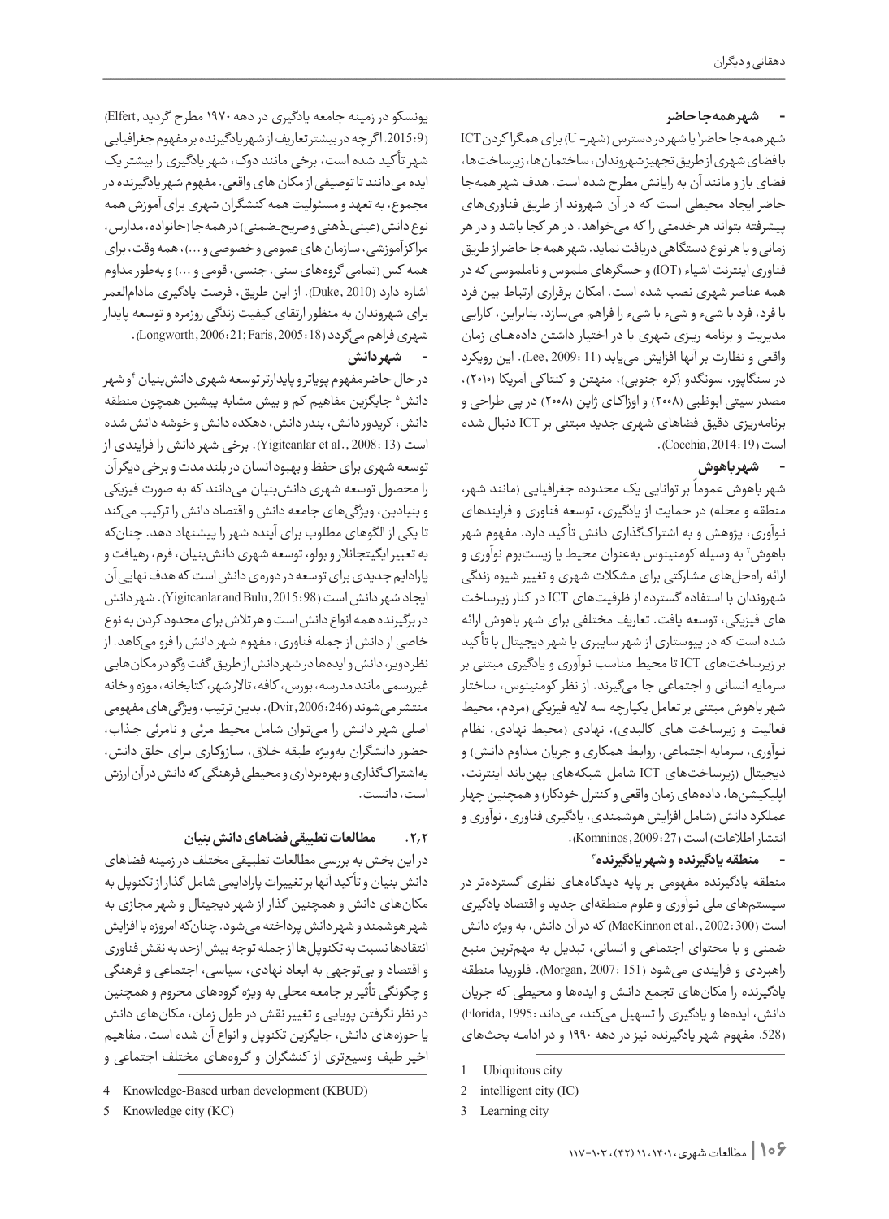- **شهر همه‌جا حاضر**

شهر همه‌جا حاضر[1] یا شهر در دسترس (شهر- U) برای همگرا کردن ICT با فضای شهری از طریق تجهیز شهروندان، ساختمان‌ها، زیرساخت‌ها، فضای باز و مانند آن به رایانش مطرح شده است. هدف شهر همه‌جا حاضر ایجاد محیطی است که در آن شهروند از طریق فناوری‌های پیشرفته بتواند هر خدمتی را که می‌خواهد، در هر کجا باشد و در هر زمانی و با هر نوع دستگاهی دریافت نماید. شهر همه‌جا حاضر از طریق فناوری اینترنت اشیاء (IOT) و حسگرهای ملموس و ناملموسی که در همه عناصر شهری نصب شده است، امکان برقراری ارتباط بین فرد با فرد، فرد با شیء و شیء با شیء را فراهم می‌سازد. بنابراین، کارایی مدیریت و برنامه ریزی شهری با در اختیار داشتن داده‌های زمان واقعی و نظارت بر آنها افزایش می‌یابد (Lee, 2009: 11). این رویکرد در سنگاپور، سونگدو (کره جنوبی)، منهتن و کنتاکی آمریکا (۲۰۱۰)، مصدر سیتی ابوظبی (۲۰۰۸) و اوزاکای ژاپن (۲۰۰۸) در پی طراحی و برنامه‌ریزی دقیق فضاهای شهری جدید مبتنی بر ICT دنبال شده است (Cocchia, 2014: 19).

- **شهر باهوش**

شهر باهوش عموماً بر توانایی یک محدوده جغرافیایی (مانند شهر، منطقه و محله) در حمایت از یادگیری، توسعه فناوری و فرایندهای نوآوری، پژوهش و به اشتراک‌گذاری دانش تأکید دارد. مفهوم شهر باهوش[2] به وسیله کومنینوس به‌عنوان محیط یا زیست‌بوم نوآوری و ارائه راه‌حل‌های مشارکتی برای مشکلات شهری و تغییر شیوه زندگی شهروندان با استفاده گسترده از ظرفیت‌های ICT در کنار زیرساخت های فیزیکی، توسعه یافت. تعاریف مختلفی برای شهر باهوش ارائه شده است که در پیوستاری از شهر سایبری یا شهر دیجیتال با تأکید بر زیرساخت‌های ICT تا محیط مناسب نوآوری و یادگیری مبتنی بر سرمایه انسانی و اجتماعی جا می‌گیرند. از نظر کومنینوس، ساختار شهر باهوش مبتنی بر تعامل یکپارچه سه لایه فیزیکی (مردم، محیط فعالیت و زیرساخت های کالبدی)، نهادی (محیط نهادی، نظام نوآوری، سرمایه اجتماعی، روابط همکاری و جریان مداوم دانش) و دیجیتال (زیرساخت‌های ICT شامل شبکه‌های پهن‌باند اینترنت، اپلیکیشن‌ها، داده‌های زمان واقعی و کنترل خودکار) و همچنین چهار عملکرد دانش (شامل افزایش هوشمندی، یادگیری فناوری، نوآوری و انتشار اطلاعات) است (Komninos, 2009: 27).

- **منطقه یادگیرنده و شهر یادگیرنده**[3]

منطقه یادگیرنده مفهومی بر پایه دیدگاه‌های نظری گسترده‌تر در سیستم‌های ملی نوآوری و علوم منطقه‌ای جدید و اقتصاد یادگیری است (MacKinnon et al., 2002: 300) که در آن دانش، به ویژه دانش ضمنی و با محتوای اجتماعی و انسانی، تبدیل به مهم‌ترین منبع راهبردی و فرایندی می‌شود (Morgan, 2007: 151). فلوریدا منطقه یادگیرنده را مکان‌های تجمع دانش و ایده‌ها و محیطی که جریان دانش، ایده‌ها و یادگیری را تسهیل می‌کند، می‌داند (Florida, 1995: 528). مفهوم شهر یادگیرنده نیز در دهه ۱۹۹۰ و در ادامه بحث‌های یونسکو در زمینه جامعه یادگیری در دهه ۱۹۷۰ مطرح گردید (Elfert, 2015: 9). اگرچه در بیشتر تعاریف از شهر یادگیرنده بر مفهوم جغرافیایی شهر تأکید شده است، برخی مانند دوک، شهر یادگیری را بیشتر یک ایده می‌دانند تا توصیفی از مکان های واقعی. مفهوم شهر یادگیرنده در مجموع، به تعهد و مسئولیت همه کنشگران شهری برای آموزش همه نوع دانش (عینی-ذهنی و صریح-ضمنی) در همه‌جا (خانواده، مدارس، مراکز آموزشی، سازمان های عمومی و خصوصی و ...)، همه وقت، برای همه کس (تمامی گروه‌های سنی، جنسی، قومی و ...) و به‌طور مداوم اشاره دارد (Duke, 2010). از این طریق، فرصت یادگیری مادام‌العمر برای شهروندان به منظور ارتقای کیفیت زندگی روزمره و توسعه پایدار شهری فراهم می‌گردد (Longworth, 2006: 21; Faris, 2005: 18).

- **شهر دانش**

در حال حاضر مفهوم پویاتر و پایدارتر توسعه شهری دانش‌بنیان[4] و شهر دانش[5] جایگزین مفاهیم کم و بیش مشابه پیشین همچون منطقه دانش، کریدور دانش، بندر دانش، دهکده دانش و خوشه دانش شده است (Yigitcanlar et al., 2008: 13). برخی شهر دانش را فرایندی از توسعه شهری برای حفظ و بهبود انسان در بلند مدت و برخی دیگر آن را محصول توسعه شهری دانش‌بنیان می‌دانند که به صورت فیزیکی و بنیادین، ویژگی‌های جامعه دانش و اقتصاد دانش را ترکیب می‌کند تا یکی از الگوهای مطلوب برای آینده شهر را پیشنهاد دهد. چنان‌که به تعبیر ایگیتجانلار و بولو، توسعه شهری دانش‌بنیان، فرم، رهیافت و پارادایم جدیدی برای توسعه در دوره‌ی دانش است که هدف نهایی آن ایجاد شهر دانش است (Yigitcanlar and Bulu, 2015: 98). شهر دانش در برگیرنده همه انواع دانش است و هر تلاش برای محدود کردن به نوع خاصی از دانش از جمله فناوری، مفهوم شهر دانش را فرو می‌کاهد. از نظر دویر، دانش و ایده‌ها در شهر دانش از طریق گفت وگو در مکان‌هایی غیررسمی مانند مدرسه، بورس، کافه، تالار شهر، کتابخانه، موزه و خانه منتشر می‌شوند (Dvir, 2006: 246). بدین ترتیب، ویژگی‌های مفهومی اصلی شهر دانش را می‌توان شامل محیط مرئی و نامرئی جذاب، حضور دانشگران به‌ویژه طبقه خلاق، سازوکاری برای خلق دانش، به‌اشتراک‌گذاری و بهره‌برداری و محیطی فرهنگی که دانش در آن ارزش است، دانست.

### ۲.۲. مطالعات تطبیقی فضاهای دانش بنیان

در این بخش به بررسی مطالعات تطبیقی مختلف در زمینه فضاهای دانش بنیان و تأکید آنها بر تغییرات پارادایمی شامل گذار از تکنوپل به مکان‌های دانش و همچنین گذار از شهر دیجیتال و شهر مجازی به شهر هوشمند و شهر دانش پرداخته می‌شود. چنان‌که امروزه با افزایش انتقادها نسبت به تکنوپل‌ها از جمله توجه بیش ازحد به نقش فناوری و اقتصاد و بی‌توجهی به ابعاد نهادی، سیاسی، اجتماعی و فرهنگی و چگونگی تأثیر بر جامعه محلی به ویژه گروه‌های محروم و همچنین در نظر نگرفتن پویایی و تغییر نقش در طول زمان، مکان‌های دانش یا حوزه‌های دانش، جایگزین تکنوپل و انواع آن شده است. مفاهیم اخیر طیف وسیع‌تری از کنشگران و گروه‌های مختلف اجتماعی و

---

1. Ubiquitous city
2. intelligent city (IC)
3. Learning city
4. Knowledge-Based urban development (KBUD)
5. Knowledge city (KC)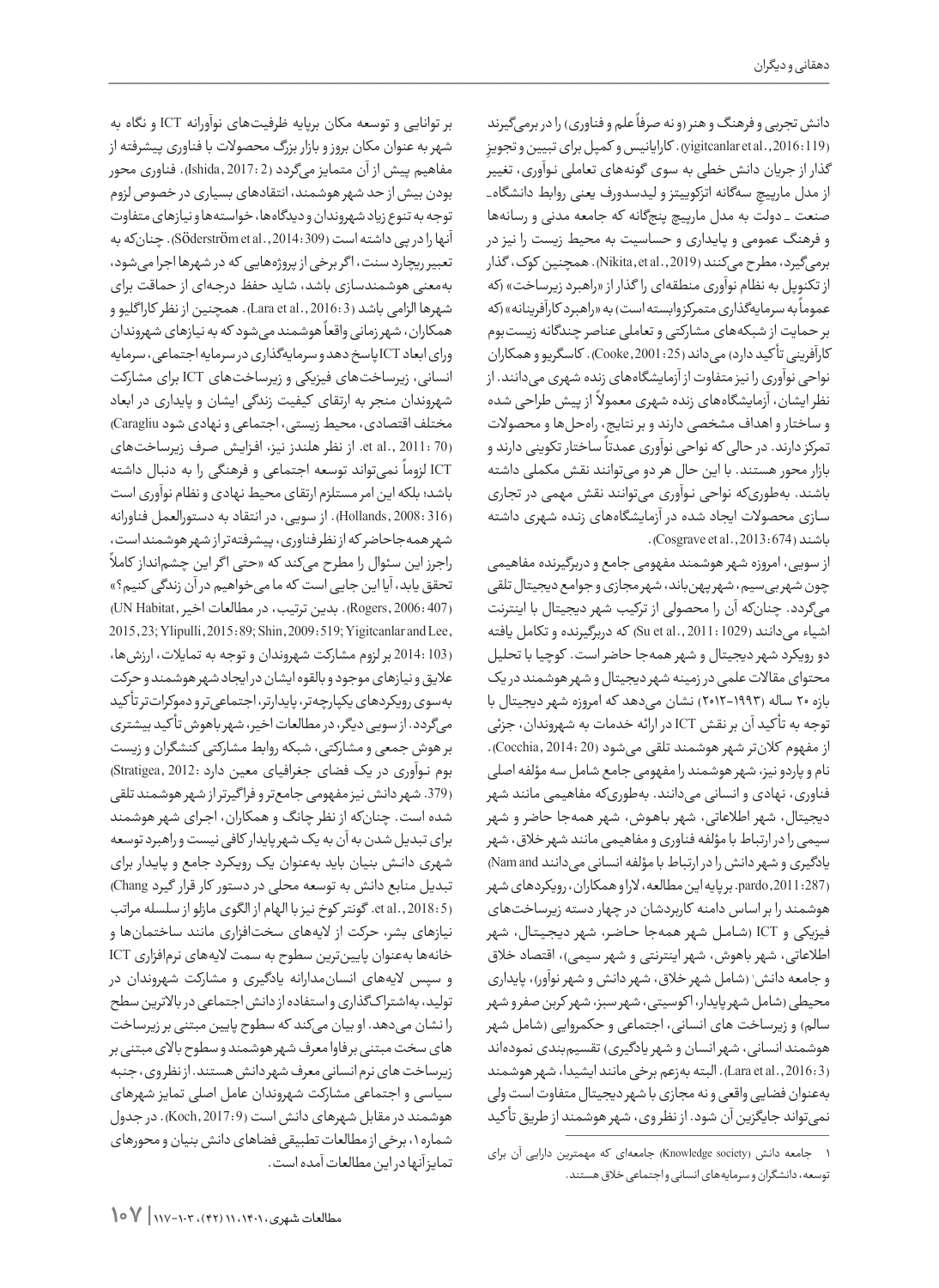دانش تجربی و فرهنگ و هنر (و نه صرفاً علم و فناوری) را در برمی‌گیرند (yigitcanlar et al.,2016:119). کاراپانیس و کمپل برای تبیین و تجویز گذار از جریان دانش خطی به سوی گونه‌های تعاملی نوآوری، تغییر از مدل مارپیچ سه‌گانه اتزکوییتز و لیدسدورف یعنی روابط دانشگاه- صنعت - دولت به مدل مارپیچ پنج‌گانه که جامعه مدنی و رسانه‌ها و فرهنگ عمومی و پایداری و حساسیت به محیط زیست را نیز در برمی‌گیرد، مطرح می‌کنند (Nikita, et al., 2019). همچنین کوک، گذار از تکنوپل به نظام نوآوری منطقه‌ای را گذار از «راهبرد زیرساخت» (که عموماً به سرمایه‌گذاری متمرکز وابسته است) به «راهبرد کارآفرینانه» (که بر حمایت از شبکه‌های مشارکتی و تعاملی عناصر چندگانه زیست‌بوم کارآفرینی تأکید دارد) می‌داند (Cooke, 2001:25). کاسگریو و همکاران نواحی نوآوری را نیز متفاوت از آزمایشگاه‌های زنده شهری می‌دانند. از نظر ایشان، آزمایشگاه‌های زنده شهری معمولاً از پیش طراحی شده و ساختار و اهداف مشخصی دارند و بر نتایج، راه‌حل‌ها و محصولات تمرکز دارند. در حالی که نواحی نوآوری عمدتاً ساختار تکوینی دارند و بازار محور هستند. با این حال هر دو می‌توانند نقش مکملی داشته باشند. به‌طوری‌که نواحی نوآوری می‌توانند نقش مهمی در تجاری سازی محصولات ایجاد شده در آزمایشگاه‌های زنده شهری داشته باشند (Cosgrave et al., 2013:674).

از سویی، امروزه شهر هوشمند مفهومی جامع و دربرگیرنده مفاهیمی چون شهر بی‌سیم، شهر پهن‌باند، شهر مجازی و جوامع دیجیتال تلقی می‌گردد. چنان‌که آن را محصولی از ترکیب شهر دیجیتال با اینترنت اشیاء می‌دانند (Su et al., 2011: 1029) که دربرگیرنده و تکامل یافته دو رویکرد شهر دیجیتال و شهر همه‌جا حاضر است. کوچیا با تحلیل محتوای مقالات علمی در زمینه شهر دیجیتال و شهر هوشمند در یک بازه ۲۰ ساله (۱۹۹۳-۲۰۱۲) نشان می‌دهد که امروزه شهر دیجیتال با توجه به تأکید آن بر نقش ICT در ارائه خدمات به شهروندان، جزئی از مفهوم کلان‌تر شهر هوشمند تلقی می‌شود (Cocchia, 2014: 20). نام و پاردو نیز، شهر هوشمند را مفهومی جامع شامل سه مؤلفه اصلی فناوری، نهادی و انسانی می‌دانند. به‌طوری‌که مفاهیمی مانند شهر دیجیتال، شهر اطلاعاتی، شهر باهوش، شهر همه‌جا حاضر و شهر سیمی را در ارتباط با مؤلفه فناوری و مفاهیمی مانند شهر خلاق، شهر یادگیری و شهر دانش را در ارتباط با مؤلفه انسانی می‌دانند (Nam and pardo, 2011:287). بر پایه این مطالعه، لارا و همکاران، رویکردهای شهر هوشمند را بر اساس دامنه کاربردشان در چهار دسته زیرساخت‌های فیزیکی و ICT (شامل شهر همه‌جا حاضر، شهر دیجیتال، شهر اطلاعاتی، شهر باهوش، شهر اینترنتی و شهر سیمی)، اقتصاد خلاق و جامعه دانش[1] (شامل شهر خلاق، شهر دانش و شهر نوآور)، پایداری محیطی (شامل شهر پایدار، اکوسیتی، شهر سبز، شهر کربن صفر و شهر سالم) و زیرساخت های انسانی، اجتماعی و حکمروایی (شامل شهر هوشمند انسانی، شهر انسان و شهر یادگیری) تقسیم‌بندی نموده‌اند (Lara et al., 2016:3). البته به‌زعم برخی مانند ایشیدا، شهر هوشمند به‌عنوان فضایی واقعی و نه مجازی با شهر دیجیتال متفاوت است ولی نمی‌تواند جایگزین آن شود. از نظر وی، شهر هوشمند از طریق تأکید بر توانایی و توسعه مکان برپایه ظرفیت‌های نوآورانه ICT و نگاه به شهر به عنوان مکان بروز و بازار بزرگ محصولات با فناوری پیشرفته از مفاهیم پیش از آن متمایز می‌گردد (Ishida, 2017: 2). فناوری محور بودن بیش از حد شهر هوشمند، انتقادهای بسیاری در خصوص لزوم توجه به تنوع زیاد شهروندان و دیدگاه‌ها، خواسته‌ها و نیازهای متفاوت آنها را در پی داشته است (Söderström et al., 2014:309). چنان‌که به تعبیر ریچارد سنت، اگر برخی از پروژه‌هایی که در شهرها اجرا می‌شود، به‌معنی هوشمندسازی باشد، شاید حفظ درجه‌ای از حماقت برای شهرها الزامی باشد (Lara et al., 2016: 3). همچنین از نظر کاراگلیو و همکاران، شهر زمانی واقعاً هوشمند می‌شود که به نیازهای شهروندان ورای ابعاد ICT پاسخ دهد و سرمایه‌گذاری در سرمایه اجتماعی، سرمایه انسانی، زیرساخت‌های فیزیکی و زیرساخت‌های ICT برای مشارکت شهروندان منجر به ارتقای کیفیت زندگی ایشان و پایداری در ابعاد مختلف اقتصادی، محیط زیستی، اجتماعی و نهادی شود (Caragliu et al., 2011: 70). از نظر هلندز نیز، افزایش صرف زیرساخت‌های ICT لزوماً نمی‌تواند توسعه اجتماعی و فرهنگی را به دنبال داشته باشد؛ بلکه این امر مستلزم ارتقای محیط نهادی و نظام نوآوری است (Hollands, 2008: 316). از سویی، در انتقاد به دستورالعمل فناورانه شهر همه‌جاحاضر که از نظر فناوری، پیشرفته‌تر از شهر هوشمند است، راجرز این سئوال را مطرح می‌کند که «حتی اگر این چشم‌انداز کاملاً تحقق یابد، آیا این جایی است که ما می‌خواهیم در آن زندگی کنیم؟» (Rogers, 2006: 407). بدین ترتیب، در مطالعات اخیر (UN Habitat, 2015, 23; Ylipulli, 2015: 89; Shin, 2009: 519; Yigitcanlar and Lee, 2014: 103) بر لزوم مشارکت شهروندان و توجه به تمایلات، ارزش‌ها، علایق و نیازهای موجود و بالقوه ایشان در ایجاد شهر هوشمند و حرکت به‌سوی رویکردهای یکپارچه‌تر، پایدارتر، اجتماعی‌تر و دموکرات‌تر تأکید می‌گردد. از سویی دیگر، در مطالعات اخیر، شهر باهوش تأکید بیشتری بر هوش جمعی و مشارکتی، شبکه روابط مشارکتی کنشگران و زیست بوم نوآوری در یک فضای جغرافیای معین دارد (Stratigea, 2012: 379). شهر دانش نیز مفهومی جامع‌تر و فراگیرتر از شهر هوشمند تلقی شده است. چنان‌که از نظر چانگ و همکاران، اجرای شهر هوشمند برای تبدیل شدن به آن به یک شهر پایدار کافی نیست و راهبرد توسعه شهری دانش بنیان باید به‌عنوان یک رویکرد جامع و پایدار برای تبدیل منابع دانش به توسعه محلی در دستور کار قرار گیرد (Chang et al., 2018: 5). گونتر کوخ نیز با الهام از الگوی مازلو از سلسله مراتب نیازهای بشر، حرکت از لایه‌های سخت‌افزاری مانند ساختمان‌ها و خانه‌ها به‌عنوان پایین‌ترین سطوح به سمت لایه‌های نرم‌افزاری ICT و سپس لایه‌های انسان‌مدارانه یادگیری و مشارکت شهروندان در تولید، به‌اشتراک‌گذاری و استفاده از دانش اجتماعی در بالاترین سطح را نشان می‌دهد. او بیان می‌کند که سطوح پایین مبتنی بر زیرساخت های سخت مبتنی بر فاوا معرف شهر هوشمند و سطوح بالای مبتنی بر زیرساخت های نرم انسانی معرف شهر دانش هستند. از نظر وی، جنبه سیاسی و اجتماعی مشارکت شهروندان عامل اصلی تمایز شهرهای هوشمند در مقابل شهرهای دانش است (Koch, 2017:9). در جدول شماره ۱، برخی از مطالعات تطبیقی فضاهای دانش بنیان و محورهای تمایز آنها در این مطالعات آمده است.

---

[1] جامعه دانش (Knowledge society) جامعه‌ای که مهمترین دارایی آن برای توسعه، دانشگران و سرمایه‌های انسانی و اجتماعی خلاق هستند.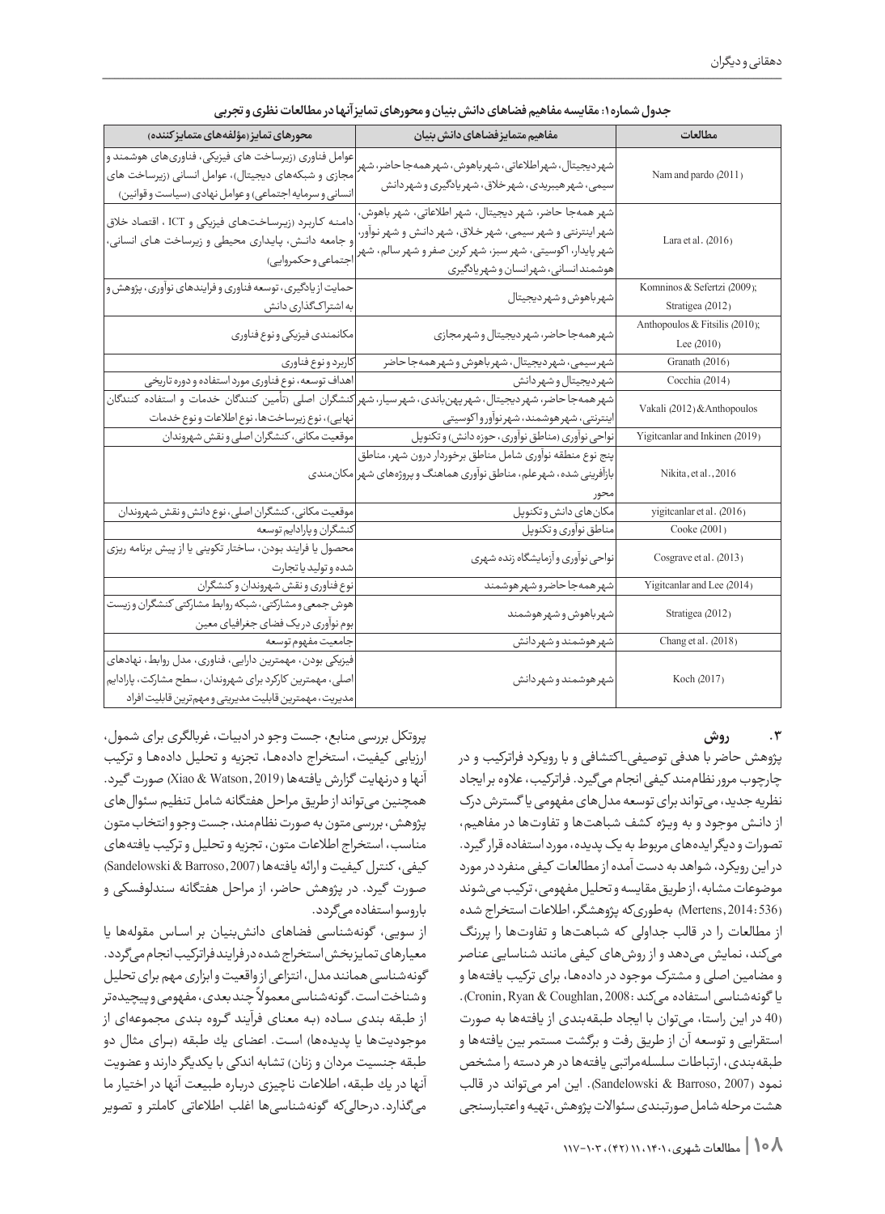**جدول شماره ۱: مقایسه مفاهیم فضاهای دانش بنیان و محورهای تمایز آنها در مطالعات نظری و تجربی**

| مطالعات | مفاهیم متمایز فضاهای دانش بنیان | محورهای تمایز (مؤلفه‌های متمایزکننده) |
|---|---|---|
| Nam and pardo (2011) | شهر دیجیتال، شهر اطلاعاتی، شهر باهوش، شهر همه جا حاضر، شهر سیمی، شهر هیبریدی، شهر خلاق، شهر یادگیری و شهر دانش | عوامل فناوری (زیرساخت های فیزیکی، فناوری‌های هوشمند و مجازی و شبکه‌های دیجیتال)، عوامل انسانی (زیرساخت های انسانی و سرمایه اجتماعی) و عوامل نهادی (سیاست و قوانین) |
| Lara et al. (2016) | شهر همه‌جا حاضر، شهر دیجیتال، شهر اطلاعاتی، شهر باهوش، شهر اینترنتی و شهر سیمی، شهر خلاق، شهر دانش و شهر نوآور، شهر پایدار، اکوسیتی، شهر سبز، شهر کربن صفر و شهر سالم، شهر هوشمند انسانی، شهر انسان و شهر یادگیری | دامنه کاربرد (زیرساخت‌های فیزیکی و ICT ، اقتصاد خلاق و جامعه دانش، پایداری محیطی و زیرساخت های انسانی، اجتماعی و حکمروایی) |
| Komninos & Sefertzi (2009); Stratigea (2012) | شهر باهوش و شهر دیجیتال | حمایت از یادگیری، توسعه فناوری و فرایندهای نوآوری، پژوهش و به اشتراک‌گذاری دانش |
| Anthopoulos & Fitsilis (2010); Lee (2010) | شهر همه‌جا حاضر، شهر دیجیتال و شهر مجازی | مکانمندی فیزیکی و نوع فناوری |
| Granath (2016) | شهر سیمی، شهر دیجیتال، شهر باهوش و شهر همه‌جا حاضر | کاربرد و نوع فناوری |
| Cocchia (2014) | شهر دیجیتال و شهر دانش | اهداف توسعه، نوع فناوری مورد استفاده و دوره تاریخی |
| Vakali (2012) & Anthopoulos | شهر همه‌جا حاضر، شهر دیجیتال، شهر پهن‌باندی، شهر سیار، شهر اینترنتی، شهر هوشمند، شهر نوآور و اکوسیتی | کنشگران اصلی (تأمین کنندگان خدمات و استفاده کنندگان نهایی)، نوع زیرساخت‌ها، نوع اطلاعات و نوع خدمات |
| Yigitcanlar and Inkinen (2019) | نواحی نوآوری (مناطق نوآوری، حوزه دانش) و تکنوپل | موقعیت مکانی، کنشگران اصلی و نقش شهروندان |
| Nikita, et al., 2016 | پنج نوع منطقه نوآوری شامل مناطق برخوردار درون شهر، مناطق بازآفرینی شده، شهر علم، مناطق نوآوری هماهنگ و پروژه‌های شهر محور | مکان‌مندی |
| yigitcanlar et al. (2016) | مکان‌های دانش و تکنوپل | موقعیت مکانی، کنشگران اصلی، نوع دانش و نقش شهروندان |
| Cooke (2001) | مناطق نوآوری و تکنوپل | کنشگران و پارادایم توسعه |
| Cosgrave et al. (2013) | نواحی نوآوری و آزمایشگاه زنده شهری | محصول یا فرایند بودن، ساختار تکوینی یا از پیش برنامه ریزی شده و تولید یا تجارت |
| Yigitcanlar and Lee (2014) | شهر همه‌جا حاضر و شهر هوشمند | نوع فناوری و نقش شهروندان و کنشگران |
| Stratigea (2012) | شهر باهوش و شهر هوشمند | هوش جمعی و مشارکتی، شبکه روابط مشارکتی کنشگران و زیست بوم نوآوری در یک فضای جغرافیای معین |
| Chang et al. (2018) | شهر هوشمند و شهر دانش | جامعیت مفهوم توسعه |
| Koch (2017) | شهر هوشمند و شهر دانش | فیزیکی بودن، مهمترین دارایی، فناوری، مدل روابط، نهادهای اصلی، مهمترین کارکرد برای شهروندان، سطح مشارکت، پارادایم مدیریت، مهم‌ترین قابلیت مدیریتی و مهم‌ترین قابلیت افراد |

## ۳. روش

پژوهش حاضر با هدفی توصیفی-اکتشافی و با رویکرد فراترکیب و در چارچوب مرور نظام‌مند کیفی انجام می‌گیرد. فراترکیب، علاوه بر ایجاد نظریه جدید، می‌تواند برای توسعه مدل‌های مفهومی یا گسترش درک از دانش موجود و به ویژه کشف شباهت‌ها و تفاوت‌ها در مفاهیم، تصورات و دیگر ایده‌های مربوط به یک پدیده، مورد استفاده قرار گیرد. در این رویکرد، شواهد به دست آمده از مطالعات کیفی منفرد در مورد موضوعات مشابه، از طریق مقایسه و تحلیل مفهومی، ترکیب می‌شوند (Mertens, 2014: 536) به‌طوری‌که پژوهشگر، اطلاعات استخراج شده از مطالعات را در قالب جداولی که شباهت‌ها و تفاوت‌ها را پررنگ می‌کند، نمایش می‌دهد و از روش‌های کیفی مانند شناسایی عناصر و مضامین اصلی و مشترک موجود در داده‌ها، برای ترکیب یافته‌ها و یا گونه‌شناسی استفاده می‌کند (Cronin, Ryan & Coughlan, 2008: 40). در این راستا، می‌توان با ایجاد طبقه‌بندی از یافته‌ها به صورت استقرایی و توسعه آن از طریق رفت و برگشت مستمر بین یافته‌ها و طبقه‌بندی، ارتباطات سلسله‌مراتبی یافته‌ها در هر دسته را مشخص نمود (Sandelowski & Barroso, 2007). این امر می‌تواند در قالب هشت مرحله شامل صورتبندی سئوالات پژوهش، تهیه و اعتبارسنجی پروتکل بررسی منابع، جست و جو در ادبیات، غربالگری برای شمول، ارزیابی کیفیت، استخراج داده‌ها، تجزیه و تحلیل داده‌ها و ترکیب آنها و درنهایت گزارش یافته‌ها (Xiao & Watson, 2019) صورت گیرد. همچنین می‌تواند از طریق مراحل هفتگانه شامل تنظیم سئوال‌های پژوهش، بررسی متون به صورت نظام‌مند، جست و جو و انتخاب متون مناسب، استخراج اطلاعات متون، تجزیه و تحلیل و ترکیب یافته‌های کیفی، کنترل کیفیت و ارائه یافته‌ها (Sandelowski & Barroso, 2007) صورت گیرد. در پژوهش حاضر، از مراحل هفتگانه سندلوفسکی و باروسو استفاده می‌گردد.

از سویی، گونه‌شناسی فضاهای دانش‌بنیان بر اساس مقوله‌ها یا معیارهای تمایزبخش استخراج شده در فرایند فراترکیب انجام می‌گردد. گونه‌شناسی همانند مدل، انتزاعی از واقعیت و ابزاری مهم برای تحلیل و شناخت است. گونه‌شناسی معمولاً چندبعدی، مفهومی و پیچیده‌تر از طبقه بندی ساده (به معنای فرآیند گروه بندی مجموعه‌ای از موجودیت‌ها یا پدیده‌ها) است. اعضای یك طبقه (برای مثال دو طبقه جنسیت مردان و زنان) تشابه اندکی با یکدیگر دارند و عضویت آنها در یك طبقه، اطلاعات ناچیزی درباره طبیعت آنها در اختیار ما می‌گذارد. درحالی‌که گونه‌شناسی‌ها اغلب اطلاعاتی کاملتر و تصویر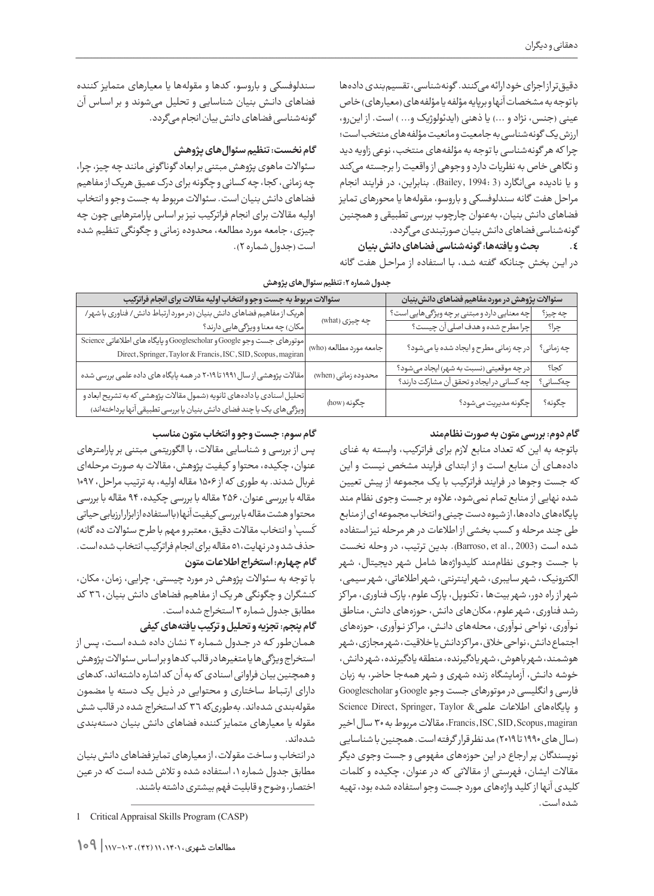دقیق‌تر از اجزای خود ارائه می‌کنند. گونه‌شناسی، تقسیم‌بندی داده‌ها با توجه به مشخصات آنها و برپایه مؤلفه یا مؤلفه‌های (معیارهای) خاص عینی (جنس، نژاد و ...) یا ذهنی (ایدئولوژیک و... ) است. از این‌رو، ارزش یک گونه‌شناسی به جامعیت و مانعیت مؤلفه‌های منتخب است؛ چرا که هر گونه‌شناسی با توجه به مؤلفه‌های منتخب، نوعی زاویه دید و نگاهی خاص به نظریات دارد و وجوهی از واقعیت را برجسته می‌کند و یا نادیده می‌انگارد (Bailey, 1994: 3). بنابراین، در فرایند انجام مراحل هفت گانه سندلوفسکی و باروسو، مقوله‌ها یا محورهای تمایز فضاهای دانش بنیان، به‌عنوان چارچوب بررسی تطبیقی و همچنین گونه‌شناسی فضاهای دانش بنیان صورتبندی می‌گردد.

## ٤. بحث و یافته‌ها: گونه‌شناسی فضاهای دانش بنیان

در این بخش چنانکه گفته شد، با استفاده از مراحل هفت گانه سندلوفسکی و باروسو، کدها و مقوله‌ها یا معیارهای متمایز کننده فضاهای دانش بنیان شناسایی و تحلیل می‌شوند و بر اساس آن گونه‌شناسی فضاهای دانش بیان انجام می‌گردد.

### گام نخست: تنظیم سئوال‌های پژوهش

سئوالات ماهوی پژوهش مبتنی بر ابعاد گوناگونی مانند چه چیز، چرا، چه زمانی، کجا، چه کسانی و چگونه برای درک عمیق هریک از مفاهیم فضاهای دانش بنیان است. سئوالات مربوط به جست وجو و انتخاب اولیه مقالات برای انجام فراترکیب نیز بر اساس پارامترهایی چون چه چیزی، جامعه مورد مطالعه، محدوده زمانی و چگونگی تنظیم شده است (جدول شماره ۲).

**جدول شماره ۲: تنظیم سئوال‌های پژوهش**

| سئوالات پژوهش در مورد مفاهیم فضاهای دانش‌بنیان | | سئوالات مربوط به جست‌وجو و انتخاب اولیه مقالات برای انجام فراترکیب | |
|---|---|---|---|
| چه چیز؟ | چه معنایی دارد و مبتنی بر چه ویژگی‌هایی است؟ | چه چیزی (what) | هریک از مفاهیم فضاهای دانش بنیان (در مورد ارتباط دانش/ فناوری با شهر/ مکان) چه معنا و ویژگی‌هایی دارند؟ |
| چرا؟ | چرا مطرح شده و هدف اصلی آن چیست؟ | | |
| چه زمانی؟ | در چه زمانی مطرح و ایجاد شده یا می‌شود؟ | جامعه مورد مطالعه (who) | موتورهای جست وجو Google و Googlescholar و پایگاه های اطلاعاتی Science Direct, Springer, Taylor & Francis, ISC, SID, Scopus, magiran |
| کجا؟ | در چه موقعیتی (نسبت به شهر) ایجاد می‌شود؟ | محدوده زمانی (when) | مقالات پژوهشی از سال ۱۹۹۱ تا ۲۰۱۹ در همه پایگاه های داده علمی بررسی شده |
| چه‌کسانی؟ | چه کسانی در ایجاد و تحقق آن مشارکت دارند؟ | | |
| چگونه؟ | چگونه مدیریت می‌شود؟ | چگونه (how) | تحلیل اسنادی یا داده‌های ثانویه (شمول مقالات پژوهشی که به تشریح ابعاد و ویژگی‌های یک یا چند فضای دانش بنیان یا بررسی تطبیقی آنها پرداخته‌اند) |

### گام دوم: بررسی متون به صورت نظام‌مند

باتوجه به این که تعداد منابع لازم برای فراترکیب، وابسته به غنای داده‌های آن منابع است و از ابتدای فرایند مشخص نیست و این که جست وجوها در فرایند فراترکیب با یک مجموعه از پیش تعیین شده نهایی از منابع تمام نمی‌شود، علاوه بر جست وجوی نظام مند پایگاه‌های داده‌ها، از شیوه دست چینی و انتخاب مجموعه ای از منابع طی چند مرحله و کسب بخشی از اطلاعات در هر مرحله نیز استفاده شده است (Barroso, et al., 2003). بدین ترتیب، در وحله نخست با جست وجوی نظام‌مند کلیدواژه‌ها شامل شهر دیجیتال، شهر الکترونیک، شهر سایبری، شهر اینترنتی، شهر اطلاعاتی، شهر سیمی، شهر از راه دور، شهر بیت‌ها، تکنوپل، پارک علوم، پارک فناوری، مراکز رشد فناوری، شهر علوم، مکان‌های دانش، حوزه‌های دانش، مناطق نوآوری، نواحی نوآوری، محله‌های دانش، مراکز نوآوری، حوزه‌های اجتماع دانش، نواحی خلاق، مراکز دانش یا خلاقیت، شهر مجازی، شهر هوشمند، شهر باهوش، شهر یادگیرنده، منطقه یادگیرنده، شهر دانش، خوشه دانش، آزمایشگاه زنده شهری و شهر همه‌جا حاضر، به زبان فارسی و انگلیسی در موتورهای جست وجو Google و Googlescholar و پایگاه‌های اطلاعات علمی Science Direct, Springer, Taylor & Francis, ISC, SID, Scopus, magiran، مقالات مربوط به ۳۰ سال اخیر (سال های ۱۹۹۰ تا ۲۰۱۹) مد نظر قرار گرفته است. همچنین با شناسایی نویسندگان پر ارجاع در این حوزه‌های مفهومی و جست وجوی دیگر مقالات ایشان، فهرستی از مقالاتی که در عنوان، چکیده و کلمات کلیدی آنها از کلید واژه‌های مورد جست وجو استفاده شده بود، تهیه شده است.

### گام سوم: جست وجو و انتخاب متون مناسب

پس از بررسی و شناسایی مقالات، با الگوریتمی مبتنی بر پارامترهای عنوان، چکیده، محتوا و کیفیت پژوهش، مقالات به صورت مرحله‌ای غربال شدند. به طوری که از ۱۵۰۶ مقاله اولیه، به ترتیب مراحل، ۱۰۹۷ مقاله با بررسی عنوان، ۲۵۶ مقاله با بررسی چکیده، ۹۴ مقاله با بررسی محتوا و هشت مقاله با بررسی کیفیت آنها (با استفاده از ابزار ارزیابی حیاتی کَسپ[1] و انتخاب مقالات دقیق، معتبر و مهم با طرح سئوالات ده گانه) حذف شد و در نهایت، ۵۱ مقاله برای انجام فراترکیب انتخاب شده است.

### گام چهارم: استخراج اطلاعات متون

با توجه به سئوالات پژوهش در مورد چیستی، چرایی، زمان، مکان، کنشگران و چگونگی هر یک از مفاهیم فضاهای دانش بنیان، ۳۶ کد مطابق جدول شماره ۳ استخراج شده است.

### گام پنجم: تجزیه و تحلیل و ترکیب یافته‌های کیفی

همان‌طور که در جدول شماره ۳ نشان داده شده است، پس از استخراج ویژگی‌ها یا متغیرها در قالب کدها و براساس سئوالات پژوهش و همچنین بیان فراوانی اسنادی که به آن کد اشاره داشته‌اند، کدهای دارای ارتباط ساختاری و محتوایی در ذیل یک دسته یا مضمون مقوله‌بندی شده‌اند. به‌طوری‌که ۳۶ کد استخراج شده در قالب شش مقوله یا معیارهای متمایز کننده فضاهای دانش بنیان دسته‌بندی شده‌اند.

در انتخاب و ساخت مقولات، از معیارهای تمایز فضاهای دانش بنیان مطابق جدول شماره ۱، استفاده شده است و تلاش شده است که در عین اختصار، وضوح و قابلیت فهم بیشتری داشته باشند.

---

1 Critical Appraisal Skills Program (CASP)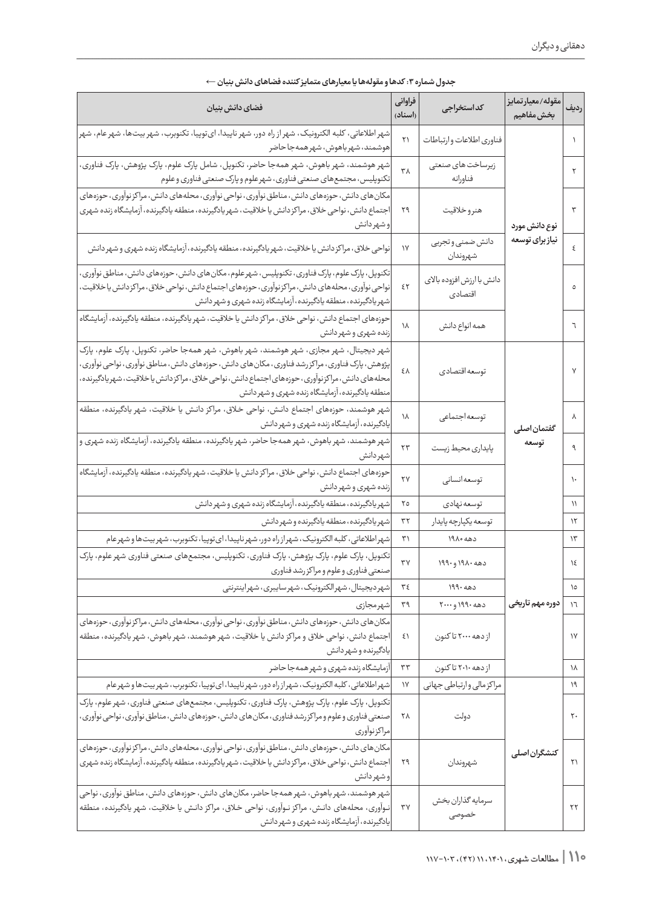**جدول شماره ۳: کدها و مقوله‌ها یا معیارهای متمایزکننده فضاهای دانش بنیان ←**

| ردیف | مقوله/ معیار تمایز بخش مفاهیم | کد استخراجی | فراوانی (اسناد) | فضای دانش بنیان |
|---|---|---|---|---|
| ۱ | نوع دانش مورد نیاز برای توسعه | فناوری اطلاعات و ارتباطات | ۲۱ | شهر اطلاعاتی، کلبه الکترونیک، شهر از راه دور، شهر ناپیدا، ای‌توپیا، تکنوبرب، شهر بیت‌ها، شهر عام، شهر هوشمند، شهر باهوش، شهر همه‌جا حاضر |
| ۲ | | زیرساخت های صنعتی فناورانه | ۳۸ | شهر هوشمند، شهر باهوش، شهر همه‌جا حاضر، تکنوپل، شامل پارک علوم، پارک پژوهش، پارک فناوری، تکنوپلیس، مجتمع‌های صنعتی فناوری، شهر علوم و پارک صنعتی فناوری و علوم |
| ۳ | | هنر و خلاقیت | ۲۹ | مکان‌های دانش، حوزه‌های دانش، مناطق نوآوری، نواحی نوآوری، محله‌های دانش، مراکز نوآوری، حوزه‌های اجتماع دانش، نواحی خلاق، مراکز دانش یا خلاقیت، شهر یادگیرنده، منطقه یادگیرنده، آزمایشگاه زنده شهری و شهر دانش |
| ۴ | | دانش ضمنی و تجربی شهروندان | ۱۷ | نواحی خلاق، مراکز دانش یا خلاقیت، شهر یادگیرنده، منطقه یادگیرنده، آزمایشگاه زنده شهری و شهر دانش |
| ۵ | | دانش با ارزش افزوده بالای اقتصادی | ۴۲ | تکنوپل، پارک علوم، پارک فناوری، تکنوپلیس، شهر علوم، مکان‌های دانش، حوزه‌های دانش، مناطق نوآوری، نواحی نوآوری، محله‌های دانش، مراکز نوآوری، حوزه‌های اجتماع دانش، نواحی خلاق، مراکز دانش یا خلاقیت، شهر یادگیرنده، منطقه یادگیرنده، آزمایشگاه زنده شهری و شهر دانش |
| ۶ | | همه انواع دانش | ۱۸ | حوزه‌های اجتماع دانش، نواحی خلاق، مراکز دانش یا خلاقیت، شهر یادگیرنده، منطقه یادگیرنده، آزمایشگاه زنده شهری و شهر دانش |
| ۷ | گفتمان اصلی توسعه | توسعه اقتصادی | ۴۸ | شهر دیجیتال، شهر مجازی، شهر هوشمند، شهر باهوش، شهر همه‌جا حاضر، تکنوپل، پارک علوم، پارک پژوهش، پارک فناوری، مراکز رشد فناوری، مکان‌های دانش، حوزه‌های دانش، مناطق نوآوری، نواحی نوآوری، محله‌های دانش، مراکز نوآوری، حوزه‌های اجتماع دانش، نواحی خلاق، مراکز دانش یا خلاقیت، شهر یادگیرنده، منطقه یادگیرنده، آزمایشگاه زنده شهری و شهر دانش |
| ۸ | | توسعه اجتماعی | ۱۸ | شهر هوشمند، حوزه‌های اجتماع دانش، نواحی خلاق، مراکز دانش یا خلاقیت، شهر یادگیرنده، منطقه یادگیرنده، آزمایشگاه زنده شهری و شهر دانش |
| ۹ | | پایداری محیط زیست | ۲۳ | شهر هوشمند، شهر باهوش، شهر همه‌جا حاضر، شهر یادگیرنده، منطقه یادگیرنده، آزمایشگاه زنده شهری و شهر دانش |
| ۱۰ | | توسعه انسانی | ۲۷ | حوزه‌های اجتماع دانش، نواحی خلاق، مراکز دانش یا خلاقیت، شهر یادگیرنده، منطقه یادگیرنده، آزمایشگاه زنده شهری و شهر دانش |
| ۱۱ | | توسعه نهادی | ۲۵ | شهر یادگیرنده، منطقه یادگیرنده، آزمایشگاه زنده شهری و شهر دانش |
| ۱۲ | | توسعه یکپارچه پایدار | ۳۲ | شهر یادگیرنده، منطقه یادگیرنده و شهر دانش |
| ۱۳ | دوره مهم تاریخی | دهه ۱۹۸۰ | ۳۱ | شهر اطلاعاتی، کلبه الکترونیک، شهر از راه دور، شهر ناپیدا، ای‌توپیا، تکنوبرب، شهر بیت‌ها و شهر عام |
| ۱۴ | | دهه ۱۹۸۰ و ۱۹۹۰ | ۳۷ | تکنوپل، پارک علوم، پارک پژوهش، پارک فناوری، تکنوپلیس، مجتمع‌های صنعتی فناوری شهر علوم، پارک صنعتی فناوری و علوم و مراکز رشد فناوری |
| ۱۵ | | دهه ۱۹۹۰ | ۳۴ | شهر دیجیتال، شهر الکترونیک، شهر سایبری، شهر اینترنتی |
| ۱۶ | | دهه ۱۹۹۰ و ۲۰۰۰ | ۳۹ | شهر مجازی |
| ۱۷ | | از دهه ۲۰۰۰ تا کنون | ۴۱ | مکان‌های دانش، حوزه‌های دانش، مناطق نوآوری، نواحی نوآوری، محله‌های دانش، مراکز نوآوری، حوزه‌های اجتماع دانش، نواحی خلاق و مراکز دانش یا خلاقیت، شهر هوشمند، شهر باهوش، شهر یادگیرنده، منطقه یادگیرنده و شهر دانش |
| ۱۸ | | از دهه ۲۰۱۰ تا کنون | ۳۳ | آزمایشگاه زنده شهری و شهر همه‌جا حاضر |
| ۱۹ | کنشگران اصلی | مراکز مالی و ارتباطی جهانی | ۱۷ | شهر اطلاعاتی، کلبه الکترونیک، شهر از راه دور، شهر ناپیدا، ای‌توپیا، تکنوبرب، شهر بیت‌ها و شهر عام |
| ۲۰ | | دولت | ۲۸ | تکنوپل، پارک علوم، پارک پژوهش، پارک فناوری، تکنوپلیس، مجتمع‌های صنعتی فناوری، شهر علوم، پارک صنعتی فناوری و علوم و مراکز رشد فناوری، مکان‌های دانش، حوزه‌های دانش، مناطق نوآوری، نواحی نوآوری، مراکز نوآوری |
| ۲۱ | | شهروندان | ۲۹ | مکان‌های دانش، حوزه‌های دانش، مناطق نوآوری، نواحی نوآوری، محله‌های دانش، مراکز نوآوری، حوزه‌های اجتماع دانش، نواحی خلاق، مراکز دانش یا خلاقیت، شهر یادگیرنده، منطقه یادگیرنده، آزمایشگاه زنده شهری و شهر دانش |
| ۲۲ | | سرمایه گذاران بخش خصوصی | ۳۷ | شهر هوشمند، شهر باهوش، شهر همه‌جا حاضر، مکان‌های دانش، حوزه‌های دانش، مناطق نوآوری، نواحی نوآوری، محله‌های دانش، مراکز نوآوری، نواحی خلاق، مراکز دانش یا خلاقیت، شهر یادگیرنده، منطقه یادگیرنده، آزمایشگاه زنده شهری و شهر دانش |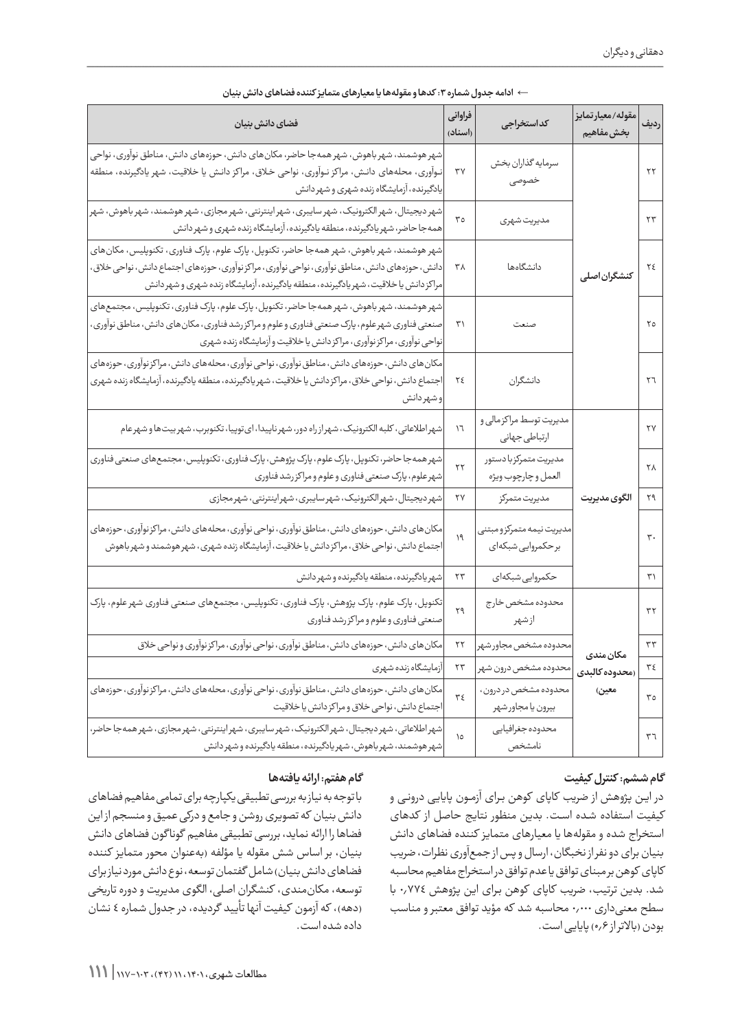← ادامه جدول شماره ۳: کدها و مقوله‌ها یا معیارهای متمایزکننده فضاهای دانش بنیان

| ردیف | مقوله/معیارتمایز بخش مفاهیم | کد استخراجی | فراوانی (اسناد) | فضای دانش بنیان |
|---|---|---|---|---|
| ۲۲ | کنشگران اصلی | سرمایه گذاران بخش خصوصی | ۳۷ | شهر هوشمند، شهر باهوش، شهر همه‌جا حاضر، مکان‌های دانش، حوزه‌های دانش، مناطق نوآوری، نواحی نـوآوری، محله‌های دانش، مراکز نـوآوری، نواحی خـلاق، مراکز دانش یا خلاقیت، شهر یادگیرنده، منطقه یادگیرنده، آزمایشگاه زنده شهری و شهر دانش |
| ۲۳ | | مدیریت شهری | ۳۵ | شهر دیجیتال، شهر الکترونیک، شهر سایبری، شهر اینترنتی، شهر مجازی، شهر هوشمند، شهر باهوش، شهر همه‌جا حاضر، شهر یادگیرنده، منطقه یادگیرنده، آزمایشگاه زنده شهری و شهر دانش |
| ۲٤ | | دانشگاه‌ها | ۳۸ | شهر هوشمند، شهر باهوش، شهر همه‌جا حاضر، تکنوپل، پارک علوم، پارک فناوری، تکنوپلیس، مکان‌های دانش، حوزه‌های دانش، مناطق نوآوری، نواحی نوآوری، مراکز نوآوری، حوزه‌های اجتماع دانش، نواحی خلاق، مراکز دانش یا خلاقیت، شهر یادگیرنده، منطقه یادگیرنده، آزمایشگاه زنده شهری و شهر دانش |
| ۲٥ | | صنعت | ۳۱ | شهر هوشمند، شهر باهوش، شهر همه‌جا حاضر، تکنوپل، پارک علوم، پارک فناوری، تکنوپلیس، مجتمع‌های صنعتی فناوری شهر علوم، پارک صنعتی فناوری و علوم و مراکز رشد فناوری، مکان‌های دانش، مناطق نوآوری، نواحی نوآوری، مراکز نوآوری، مراکز دانش یا خلاقیت و آزمایشگاه زنده شهری |
| ۲٦ | | دانشگران | ۲٤ | مکان‌های دانش، حوزه‌های دانش، مناطق نوآوری، نواحی نوآوری، محله‌های دانش، مراکز نوآوری، حوزه‌های اجتماع دانش، نواحی خلاق، مراکز دانش یا خلاقیت، شهر یادگیرنده، منطقه یادگیرنده، آزمایشگاه زنده شهری و شهر دانش |
| ۲۷ | الگوی مدیریت | مدیریت توسط مراکز مالی و ارتباطی جهانی | ١٦ | شهر اطلاعاتی، کلبه الکترونیک، شهر از راه دور، شهر ناپیدا، ای‌توپیا، تکنوبرب، شهر بیت‌ها و شهر عام |
| ۲۸ | | مدیریت متمرکز با دستور العمل و چارچوب ویژه | ۲۲ | شهر همه‌جا حاضر، تکنوپل، پارک علوم، پارک پژوهش، پارک فناوری، تکنوپلیس، مجتمع‌های صنعتی فناوری شهر علوم، پارک صنعتی فناوری و علوم و مراکز رشد فناوری |
| ۲۹ | | مدیریت متمرکز | ۲۷ | شهر دیجیتال، شهر الکترونیک، شهر سایبری، شهر اینترنتی، شهر مجازی |
| ۳۰ | | مدیریت نیمه متمرکز و مبتنی بر حکمروایی شبکه‌ای | ۱۹ | مکان‌های دانش، حوزه‌های دانش، مناطق نوآوری، نواحی نوآوری، محله‌های دانش، مراکز نوآوری، حوزه‌های اجتماع دانش، نواحی خلاق، مراکز دانش یا خلاقیت، آزمایشگاه زنده شهری، شهر هوشمند و شهر باهوش |
| ۳۱ | | حکمروایی شبکه‌ای | ۲۳ | شهر یادگیرنده، منطقه یادگیرنده و شهر دانش |
| ۳۲ | مکان مندی (محدوده کالبدی معین) | محدوده مشخص خارج از شهر | ۲۹ | تکنوپل، پارک علوم، پارک پژوهش، پارک فناوری، تکنوپلیس، مجتمع‌های صنعتی فناوری شهر علوم، پارک صنعتی فناوری و علوم و مراکز رشد فناوری |
| ۳۳ | | محدوده مشخص مجاور شهر | ۲۲ | مکان‌های دانش، حوزه‌های دانش، مناطق نوآوری، نواحی نوآوری، مراکز نوآوری و نواحی خلاق |
| ۳٤ | | محدوده مشخص درون شهر | ۲۳ | آزمایشگاه زنده شهری |
| ۳٥ | | محدوده مشخص در درون، بیرون یا مجاور شهر | ۳٤ | مکان‌های دانش، حوزه‌های دانش، مناطق نوآوری، نواحی نوآوری، محله‌های دانش، مراکز نوآوری، حوزه‌های اجتماع دانش، نواحی خلاق و مراکز دانش یا خلاقیت |
| ۳٦ | | محدوده جغرافیایی نامشخص | ١٥ | شهر اطلاعاتی، شهر دیجیتال، شهر الکترونیک، شهر سایبری، شهر اینترنتی، شهر مجازی، شهر همه‌جا حاضر، شهر هوشمند، شهر باهوش، شهر یادگیرنده، منطقه یادگیرنده و شهر دانش |

### گام ششم: کنترل کیفیت

در این پژوهش از ضریب کاپای کوهن برای آزمون پایایی درونی و کیفیت استفاده شده است. بدین منظور نتایج حاصل از کدهای استخراج شده و مقوله‌ها یا معیارهای متمایزکننده فضاهای دانش بنیان برای دو نفر از نخبگان، ارسال و پس از جمع‌آوری نظرات، ضریب کاپای کوهن برمبنای توافق یا عدم توافق در استخراج مفاهیم محاسبه شد. بدین ترتیب، ضریب کاپای کوهن برای این پژوهش ۰٫۷۷٤ با سطح معنی‌داری ۰٫۰۰۰ محاسبه شد که مؤید توافق معتبر و مناسب بودن (بالاتر از ۰٫٦) پایایی است.

### گام هفتم: ارائه یافته‌ها

با توجه به نیاز به بررسی تطبیقی یکپارچه برای تمامی مفاهیم فضاهای دانش بنیان که تصویری روشن و جامع و درکی عمیق و منسجم از این فضاها را ارائه نماید، بررسی تطبیقی مفاهیم گوناگون فضاهای دانش بنیان، بر اساس شش مقوله یا مؤلفه (به‌عنوان محور متمایز کننده فضاهای دانش بنیان) شامل گفتمان توسعه، نوع دانش مورد نیاز برای توسعه، مکان‌مندی، کنشگران اصلی، الگوی مدیریت و دوره تاریخی (دهه)، که آزمون کیفیت آنها تأیید گردیده، در جدول شماره ٤ نشان داده شده است.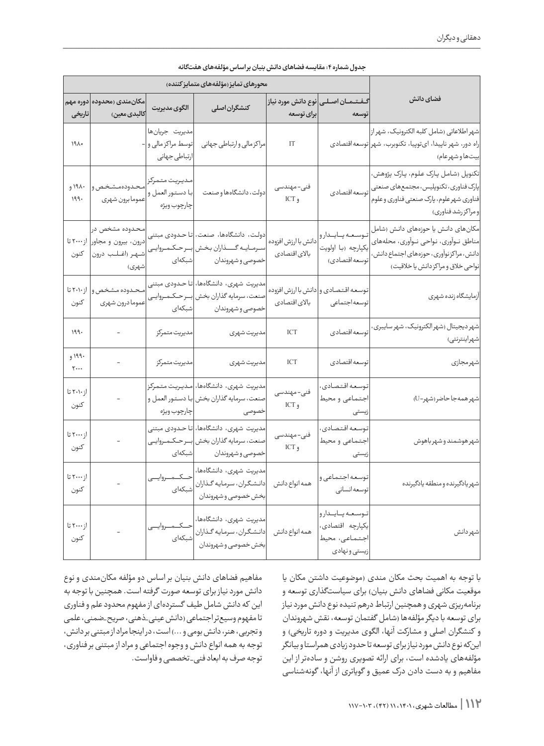جدول شماره ۴: مقایسه فضاهای دانش بنیان براساس مؤلفه‌های هفتگانه

| فضای دانش | محورهای تمایز (مؤلفه‌های متمایزکننده) | | | | | |
|---|---|---|---|---|---|---|
| | گفتمان اصلی توسعه | نوع دانش مورد نیاز برای توسعه | کنشگران اصلی | الگوی مدیریت | مکان‌مندی (محدوده کالبدی معین) | دوره مهم تاریخی |
| شهر اطلاعاتی (شامل کلبه الکترونیک، شهر از راه دور، شهر ناپیدا، ای‌توپیا، تکنوبرب، شهر بیت‌ها و شهر عام) | توسعه اقتصادی | IT | مراکز مالی و ارتباطی جهانی | مدیریت جریان‌ها توسط مراکز مالی و ارتباطی جهانی | - | ۱۹۸۰ |
| تکنوپل (شامل پارک علوم، پارک پژوهش، پارک فناوری، تکنوپلیس، مجتمع‌های صنعتی فناوری شهر علوم، پارک صنعتی فناوری و علوم و مراکز رشد فناوری) | توسعه اقتصادی | فنی- مهندسی و ICT | دولت، دانشگاه‌ها و صنعت | مدیریت متمرکز با دستور العمل و چارچوب ویژه | محدوده مشخص و عموما برون شهری | ۱۹۸۰ و ۱۹۹۰ |
| مکان‌های دانش یا حوزه‌های دانش (شامل مناطق نوآوری، نواحی نوآوری، محله‌های دانش، مراکز نوآوری، حوزه‌های اجتماع دانش، نواحی خلاق و مراکز دانش یا خلاقیت) | توسعه پایدار و یکپارچه (با اولویت توسعه اقتصادی) | دانش با ارزش افزوده بالای اقتصادی | دولت، دانشگاه‌ها، صنعت، سرمایه گذاران بخش خصوصی و شهروندان | تا حدودی مبتنی بر حکمروایی شبکه‌ای | محدوده مشخص در درون، بیرون و مجاور شهر (اغلب درون شهری) | از ۲۰۰۰ تا کنون |
| آزمایشگاه زنده شهری | توسعه اقتصادی و توسعه اجتماعی | دانش با ارزش افزوده بالای اقتصادی | مدیریت شهری، دانشگاه‌ها، صنعت، سرمایه گذاران بخش خصوصی و شهروندان | تا حدودی مبتنی بر حکمروایی شبکه‌ای | محدوده مشخص و عموما درون شهری | از ۲۰۱۰ تا کنون |
| شهر دیجیتال (شهر الکترونیک، شهر سایبری، شهر اینترنتی) | توسعه اقتصادی | ICT | مدیریت شهری | مدیریت متمرکز | - | ۱۹۹۰ |
| شهر مجازی | توسعه اقتصادی | ICT | مدیریت شهری | مدیریت متمرکز | - | ۱۹۹۰ و ۲۰۰۰ |
| شهر همه جا حاضر (شهر-U) | توسعه اقتصادی، اجتماعی و محیط زیستی | فنی- مهندسی و ICT | مدیریت شهری، دانشگاه‌ها، صنعت، سرمایه گذاران بخش خصوصی | مدیریت متمرکز با دستور العمل و چارچوب ویژه | - | از ۲۰۱۰ تا کنون |
| شهر هوشمند و شهر باهوش | توسعه اقتصادی، اجتماعی و محیط زیستی | فنی- مهندسی و ICT | مدیریت شهری، دانشگاه‌ها، صنعت، سرمایه گذاران بخش خصوصی و شهروندان | تا حدودی مبتنی بر حکمروایی شبکه‌ای | - | از ۲۰۰۰ تا کنون |
| شهر یادگیرنده و منطقه یادگیرنده | توسعه اجتماعی و توسعه انسانی | همه انواع دانش | مدیریت شهری، دانشگاه‌ها، دانشگران، سرمایه گذاران بخش خصوصی و شهروندان | حکمروایی شبکه‌ای | - | از ۲۰۰۰ تا کنون |
| شهر دانش | توسعه پایدار و یکپارچه اقتصادی، اجتماعی، محیط زیستی و نهادی | همه انواع دانش | مدیریت شهری، دانشگاه‌ها، دانشگران، سرمایه گذاران بخش خصوصی و شهروندان | حکمروایی شبکه‌ای | - | از ۲۰۰۰ تا کنون |

با توجه به اهمیت بحث مکان مندی (موضوعیت داشتن مکان یا موقعیت مکانی فضاهای دانش بنیان) برای سیاست‌گذاری توسعه و برنامه‌ریزی شهری و همچنین ارتباط درهم تنیده نوع دانش مورد نیاز برای توسعه با دیگر مؤلفه‌ها (شامل گفتمان توسعه، نقش شهروندان و کنشگران اصلی و مشارکت آنها، الگوی مدیریت و دوره تاریخی) و این‌که نوع دانش مورد نیاز برای توسعه تا حدود زیادی همراستا و بیانگر مؤلفه‌های یادشده است، برای ارائه تصویری روشن و ساده‌تر از این مفاهیم و به دست دادن درک عمیق و گویاتری از آنها، گونه‌شناسی مفاهیم فضاهای دانش بنیان بر اساس دو مؤلفه مکان‌مندی و نوع دانش مورد نیاز برای توسعه صورت گرفته است. همچنین با توجه به این که دانش شامل طیف گسترده‌ای از مفهوم محدود علم و فناوری تا مفهوم وسیع‌تر اجتماعی (دانش عینی-ذهنی، صریح-ضمنی، علمی و تجربی، هنر، دانش بومی و ...) است، در اینجا مراد از مبتنی بر دانش، توجه به همه انواع دانش و وجوه اجتماعی و مراد از مبتنی بر فناوری، توجه صرف به ابعاد فنی-تخصصی و فاواست.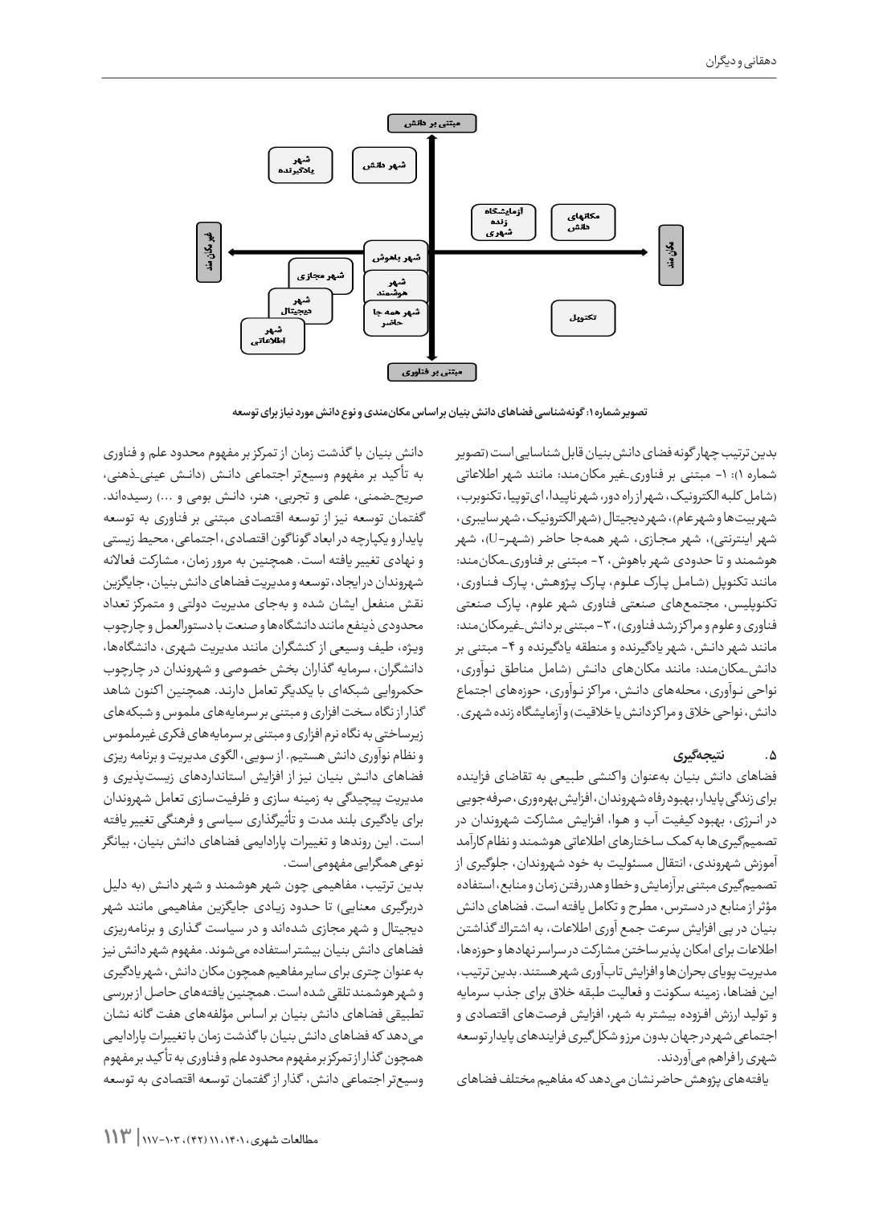تصویر شماره ۱: گونه‌شناسی فضاهای دانش بنیان براساس مکان‌مندی و نوع دانش مورد نیاز برای توسعه

بدین‌ترتیب چهارگونه فضای دانش بنیان قابل شناسایی است (تصویر شماره ۱): ۱- مبتنی بر فناوری-غیر مکان‌مند: مانند شهر اطلاعاتی (شامل کلبه الکترونیک، شهر از راه دور، شهر ناپیدا، ای‌توپیا، تکنوبرب، شهر بیت‌ها و شهر عام)، شهر دیجیتال (شهر الکترونیک، شهر سایبری، شهر اینترنتی)، شهر مجازی، شهر همه‌جا حاضر (شهر-U)، شهر هوشمند و تا حدودی شهر باهوش، ۲- مبتنی بر فناوری-مکان‌مند: مانند تکنوپل (شامل پارک علوم، پارک پژوهش، پارک فناوری، تکنوپلیس، مجتمع‌های صنعتی فناوری شهر علوم، پارک صنعتی فناوری و علوم و مراکز رشد فناوری)، ۳- مبتنی بر دانش-غیرمکان‌مند: مانند شهر دانش، شهر یادگیرنده و منطقه یادگیرنده و ۴- مبتنی بر دانش-مکان‌مند: مانند مکان‌های دانش (شامل مناطق نوآوری، نواحی نوآوری، محله‌های دانش، مراکز نوآوری، حوزه‌های اجتماع دانش، نواحی خلاق و مراکز دانش یا خلاقیت) و آزمایشگاه زنده شهری.

## ۵. نتیجه‌گیری

فضاهای دانش بنیان به‌عنوان واکنشی طبیعی به تقاضای فزاینده برای زندگی پایدار، بهبود رفاه شهروندان، افزایش بهره‌وری، صرفه‌جویی در انرژی، بهبود کیفیت آب و هوا، افزایش مشارکت شهروندان در تصمیم‌گیری‌ها به کمک ساختارهای اطلاعاتی هوشمند و نظام کارآمد آموزش شهروندی، انتقال مسئولیت به خود شهروندان، جلوگیری از تصمیم‌گیری مبتنی بر آزمایش و خطا و هدررفتن زمان و منابع، استفاده مؤثر از منابع در دسترس، مطرح و تکامل یافته است. فضاهای دانش بنیان در پی افزایش سرعت جمع آوری اطلاعات، به اشتراک گذاشتن اطلاعات برای امکان پذیر ساختن مشارکت در سراسر نهادها و حوزه‌ها، مدیریت پویای بحران‌ها و افزایش تاب‌آوری شهر هستند. بدین ترتیب، این فضاها، زمینه سکونت و فعالیت طبقه خلاق برای جذب سرمایه و تولید ارزش افزوده بیشتر به شهر، افزایش فرصت‌های اقتصادی و اجتماعی شهر در جهان بدون مرز و شکل‌گیری فرایندهای پایدار توسعه شهری را فراهم می‌آورند.

یافته‌های پژوهش حاضر نشان می‌دهد که مفاهیم مختلف فضاهای دانش بنیان با گذشت زمان از تمرکز بر مفهوم محدود علم و فناوری به تأکید بر مفهوم وسیع‌تر اجتماعی دانش (دانش عینی-ذهنی، صریح-ضمنی، علمی و تجربی، هنر، دانش بومی و ...) رسیده‌اند. گفتمان توسعه نیز از توسعه اقتصادی مبتنی بر فناوری به توسعه پایدار و یکپارچه در ابعاد گوناگون اقتصادی، اجتماعی، محیط زیستی و نهادی تغییر یافته است. همچنین به مرور زمان، مشارکت فعالانه شهروندان در ایجاد، توسعه و مدیریت فضاهای دانش بنیان، جایگزین نقش منفعل ایشان شده و به‌جای مدیریت دولتی و متمرکز تعداد محدودی ذینفع مانند دانشگاه‌ها و صنعت با دستورالعمل و چارچوب ویژه، طیف وسیعی از کنشگران مانند مدیریت شهری، دانشگاه‌ها، دانشگران، سرمایه گذاران بخش خصوصی و شهروندان در چارچوب حکمروایی شبکه‌ای با یکدیگر تعامل دارند. همچنین اکنون شاهد گذار از نگاه سخت افزاری و مبتنی بر سرمایه‌های ملموس و شبکه‌های زیرساختی به نگاه نرم افزاری و مبتنی بر سرمایه‌های فکری غیرملموس و نظام نوآوری دانش هستیم. از سویی، الگوی مدیریت و برنامه ریزی فضاهای دانش بنیان نیز از افزایش استانداردهای زیست‌پذیری و مدیریت پیچیدگی به زمینه سازی و ظرفیت‌سازی تعامل شهروندان برای یادگیری بلند مدت و تأثیرگذاری سیاسی و فرهنگی تغییر یافته است. این روندها و تغییرات پارادایمی فضاهای دانش بنیان، بیانگر نوعی همگرایی مفهومی است.

بدین ترتیب، مفاهیمی چون شهر هوشمند و شهر دانش (به دلیل دربرگیری معنایی) تا حدود زیادی جایگزین مفاهیمی مانند شهر دیجیتال و شهر مجازی شده‌اند و در سیاست گذاری و برنامه‌ریزی فضاهای دانش بنیان بیشتر استفاده می‌شوند. مفهوم شهر دانش نیز به عنوان چتری برای سایر مفاهیم همچون مکان دانش، شهر یادگیری و شهر هوشمند تلقی شده است. همچنین یافته‌های حاصل از بررسی تطبیقی فضاهای دانش بنیان بر اساس مؤلفه‌های هفت گانه نشان می‌دهد که فضاهای دانش بنیان با گذشت زمان با تغییرات پارادایمی همچون گذار از تمرکز بر مفهوم محدود علم و فناوری به تأکید بر مفهوم وسیع‌تر اجتماعی دانش، گذار از گفتمان توسعه اقتصادی به توسعه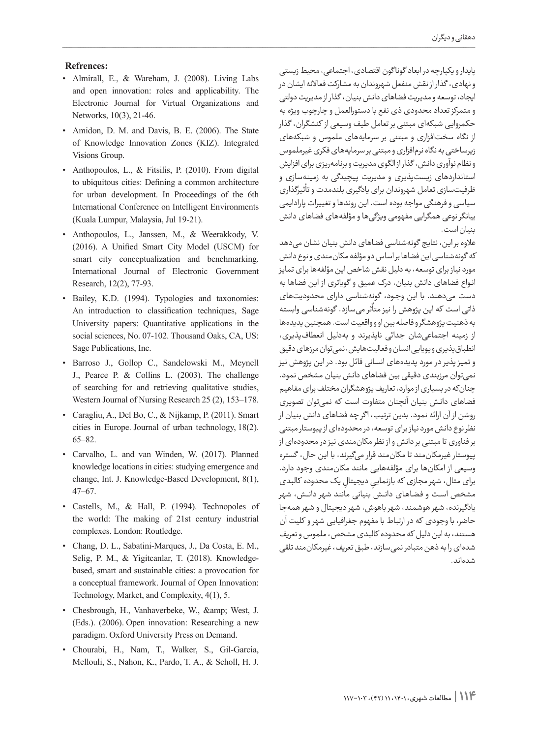پایدار و یکپارچه در ابعاد گوناگون اقتصادی، اجتماعی، محیط زیستی و نهادی، گذار از نقش منفعل شهروندان به مشارکت فعالانه ایشان در ایجاد، توسعه و مدیریت فضاهای دانش بنیان، گذار از مدیریت دولتی و متمرکز تعداد محدودی ذی نفع با دستورالعمل و چارچوب ویژه به حکمروایی شبکه‌ای مبتنی بر تعامل طیف وسیعی از کنشگران، گذار از نگاه سخت‌افزاری و مبتنی بر سرمایه‌های ملموس و شبکه‌های زیرساختی به نگاه نرم‌افزاری و مبتنی بر سرمایه‌های فکری غیرملموس و نظام نوآوری دانش، گذار از الگوی مدیریت و برنامه‌ریزی برای افزایش استانداردهای زیست‌پذیری و مدیریت پیچیدگی به زمینه‌سازی و ظرفیت‌سازی تعامل شهروندان برای یادگیری بلندمدت و تأثیرگذاری سیاسی و فرهنگی مواجه بوده است. این روندها و تغییرات پارادایمی بیانگر نوعی همگرایی مفهومی ویژگی‌ها و مؤلفه‌های فضاهای دانش بنیان است.

علاوه بر این، نتایج گونه‌شناسی فضاهای دانش بنیان نشان می‌دهد که گونه‌شناسی این فضاها بر اساس دو مؤلفه مکان‌مندی و نوع دانش مورد نیاز برای توسعه، به دلیل نقش شاخص این مؤلفه‌ها برای تمایز انواع فضاهای دانش بنیان، درک عمیق و گویاتری از این فضاها به دست می‌دهند. با این وجود، گونه‌شناسی دارای محدودیت‌های ذاتی است که این پژوهش را نیز متأثر می‌سازد. گونه‌شناسی وابسته به ذهنیت پژوهشگر و فاصله بین او و واقعیت است. همچنین پدیده‌ها از زمینه اجتماعی‌شان جدائی ناپذیرند و به‌دلیل انعطاف‌پذیری، انطباق‌پذیری و پویایی انسان و فعالیت‌هایش، نمی‌توان مرزهای دقیق و تمیز پذیر در مورد پدیده‌های انسانی قائل بود. در این پژوهش نیز نمی‌توان مرزبندی دقیقی بین فضاهای دانش بنیان مشخص نمود. چنان‌که در بسیاری از موارد، تعاریف پژوهشگران مختلف برای مفاهیم فضاهای دانش بنیان آنچنان متفاوت است که نمی‌توان تصویری روشن از آن ارائه نمود. بدین ترتیب، اگر چه فضاهای دانش بنیان از نظر نوع دانش مورد نیاز برای توسعه، در محدوده‌ای از پیوستار مبتنی بر فناوری تا مبتنی بر دانش و از نظر مکان‌مندی نیز در محدوده‌ای از پیوستار غیرمکان‌مند تا مکان‌مند قرار می‌گیرند، با این حال، گستره وسیعی از امکان‌ها برای مؤلفه‌هایی مانند مکان‌مندی وجود دارد. برای مثال، شهر مجازی که بازنمایی دیجیتالِ یک محدوده کالبدی مشخص است و فضاهای دانش بنیانی مانند شهر دانش، شهر یادگیرنده، شهر هوشمند، شهر باهوش، شهر دیجیتال و شهر همه‌جا حاضر، با وجودی که در ارتباط با مفهوم جغرافیایی شهر و کلیت آن هستند، به این دلیل که محدوده کالبدی مشخص، ملموس و تعریف شده‌ای را به ذهن متبادر نمی‌سازند، طبق تعریف، غیرمکان‌مند تلقی شده‌اند.

## Refrences:

- Almirall, E., & Wareham, J. (2008). Living Labs and open innovation: roles and applicability. The Electronic Journal for Virtual Organizations and Networks, 10(3), 21-46.
- Amidon, D. M. and Davis, B. E. (2006). The State of Knowledge Innovation Zones (KIZ). Integrated Visions Group.
- Anthopoulos, L., & Fitsilis, P. (2010). From digital to ubiquitous cities: Defining a common architecture for urban development. In Proceedings of the 6th International Conference on Intelligent Environments (Kuala Lumpur, Malaysia, Jul 19-21).
- Anthopoulos, L., Janssen, M., & Weerakkody, V. (2016). A Unified Smart City Model (USCM) for smart city conceptualization and benchmarking. International Journal of Electronic Government Research, 12(2), 77-93.
- Bailey, K.D. (1994). Typologies and taxonomies: An introduction to classification techniques, Sage University papers: Quantitative applications in the social sciences, No. 07-102. Thousand Oaks, CA, US: Sage Publications, Inc.
- Barroso J., Gollop C., Sandelowski M., Meynell J., Pearce P. & Collins L. (2003). The challenge of searching for and retrieving qualitative studies, Western Journal of Nursing Research 25 (2), 153–178.
- Caragliu, A., Del Bo, C., & Nijkamp, P. (2011). Smart cities in Europe. Journal of urban technology, 18(2). 65–82.
- Carvalho, L. and van Winden, W. (2017). Planned knowledge locations in cities: studying emergence and change, Int. J. Knowledge-Based Development, 8(1), 47–67.
- Castells, M., & Hall, P. (1994). Technopoles of the world: The making of 21st century industrial complexes. London: Routledge.
- Chang, D. L., Sabatini-Marques, J., Da Costa, E. M., Selig, P. M., & Yigitcanlar, T. (2018). Knowledge-based, smart and sustainable cities: a provocation for a conceptual framework. Journal of Open Innovation: Technology, Market, and Complexity, 4(1), 5.
- Chesbrough, H., Vanhaverbeke, W., &amp; West, J. (Eds.). (2006). Open innovation: Researching a new paradigm. Oxford University Press on Demand.
- Chourabi, H., Nam, T., Walker, S., Gil-Garcia, Mellouli, S., Nahon, K., Pardo, T. A., & Scholl, H. J.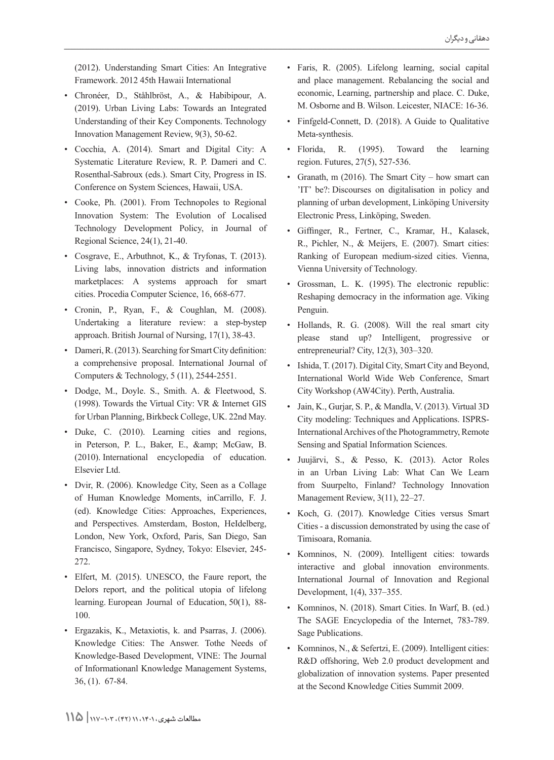(2012). Understanding Smart Cities: An Integrative Framework. 2012 45th Hawaii International

- Chronéer, D., Ståhlbröst, A., & Habibipour, A. (2019). Urban Living Labs: Towards an Integrated Understanding of their Key Components. Technology Innovation Management Review, 9(3), 50-62.
- Cocchia, A. (2014). Smart and Digital City: A Systematic Literature Review, R. P. Dameri and C. Rosenthal-Sabroux (eds.). Smart City, Progress in IS. Conference on System Sciences, Hawaii, USA.
- Cooke, Ph. (2001). From Technopoles to Regional Innovation System: The Evolution of Localised Technology Development Policy, in Journal of Regional Science, 24(1), 21-40.
- Cosgrave, E., Arbuthnot, K., & Tryfonas, T. (2013). Living labs, innovation districts and information marketplaces: A systems approach for smart cities. Procedia Computer Science, 16, 668-677.
- Cronin, P., Ryan, F., & Coughlan, M. (2008). Undertaking a literature review: a step-bystep approach. British Journal of Nursing, 17(1), 38-43.
- Dameri, R. (2013). Searching for Smart City definition: a comprehensive proposal. International Journal of Computers & Technology, 5 (11), 2544-2551.
- Dodge, M., Doyle. S., Smith. A. & Fleetwood, S. (1998). Towards the Virtual City: VR & Internet GIS for Urban Planning, Birkbeck College, UK. 22nd May.
- Duke, C. (2010). Learning cities and regions, in Peterson, P. L., Baker, E., &amp; McGaw, B. (2010). International encyclopedia of education. Elsevier Ltd.
- Dvir, R. (2006). Knowledge City, Seen as a Collage of Human Knowledge Moments, inCarrillo, F. J. (ed). Knowledge Cities: Approaches, Experiences, and Perspectives. Amsterdam, Boston, HeIdelberg, London, New York, Oxford, Paris, San Diego, San Francisco, Singapore, Sydney, Tokyo: Elsevier, 245-272.
- Elfert, M. (2015). UNESCO, the Faure report, the Delors report, and the political utopia of lifelong learning. European Journal of Education, 50(1), 88-100.
- Ergazakis, K., Metaxiotis, k. and Psarras, J. (2006). Knowledge Cities: The Answer. Tothe Needs of Knowledge-Based Development, VINE: The Journal of Informationanl Knowledge Management Systems, 36, (1). 67-84.
- Faris, R. (2005). Lifelong learning, social capital and place management. Rebalancing the social and economic, Learning, partnership and place. C. Duke, M. Osborne and B. Wilson. Leicester, NIACE: 16-36.
- Finfgeld-Connett, D. (2018). A Guide to Qualitative Meta-synthesis.
- Florida, R. (1995). Toward the learning region. Futures, 27(5), 527-536.
- Granath, m (2016). The Smart City – how smart can 'IT' be?: Discourses on digitalisation in policy and planning of urban development, Linköping University Electronic Press, Linköping, Sweden.
- Giffinger, R., Fertner, C., Kramar, H., Kalasek, R., Pichler, N., & Meijers, E. (2007). Smart cities: Ranking of European medium-sized cities. Vienna, Vienna University of Technology.
- Grossman, L. K. (1995). The electronic republic: Reshaping democracy in the information age. Viking Penguin.
- Hollands, R. G. (2008). Will the real smart city please stand up? Intelligent, progressive or entrepreneurial? City, 12(3), 303–320.
- Ishida, T. (2017). Digital City, Smart City and Beyond, International World Wide Web Conference, Smart City Workshop (AW4City). Perth, Australia.
- Jain, K., Gurjar, S. P., & Mandla, V. (2013). Virtual 3D City modeling: Techniques and Applications. ISPRS-International Archives of the Photogrammetry, Remote Sensing and Spatial Information Sciences.
- Juujärvi, S., & Pesso, K. (2013). Actor Roles in an Urban Living Lab: What Can We Learn from Suurpelto, Finland? Technology Innovation Management Review, 3(11), 22–27.
- Koch, G. (2017). Knowledge Cities versus Smart Cities - a discussion demonstrated by using the case of Timisoara, Romania.
- Komninos, N. (2009). Intelligent cities: towards interactive and global innovation environments. International Journal of Innovation and Regional Development, 1(4), 337–355.
- Komninos, N. (2018). Smart Cities. In Warf, B. (ed.) The SAGE Encyclopedia of the Internet, 783-789. Sage Publications.
- Komninos, N., & Sefertzi, E. (2009). Intelligent cities: R&D offshoring, Web 2.0 product development and globalization of innovation systems. Paper presented at the Second Knowledge Cities Summit 2009.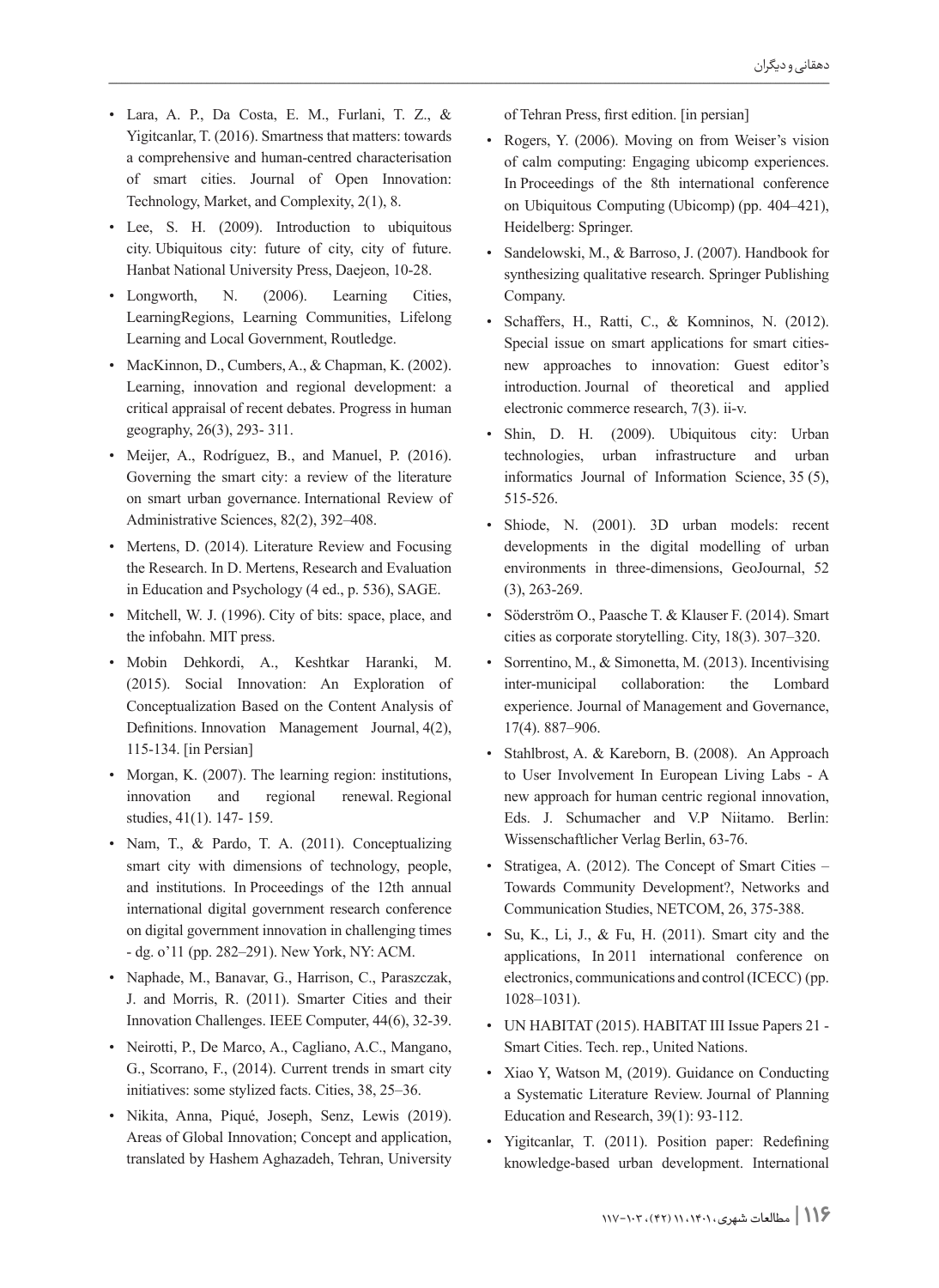- Lara, A. P., Da Costa, E. M., Furlani, T. Z., & Yigitcanlar, T. (2016). Smartness that matters: towards a comprehensive and human-centred characterisation of smart cities. Journal of Open Innovation: Technology, Market, and Complexity, 2(1), 8.
- Lee, S. H. (2009). Introduction to ubiquitous city. Ubiquitous city: future of city, city of future. Hanbat National University Press, Daejeon, 10-28.
- Longworth, N. (2006). Learning Cities, LearningRegions, Learning Communities, Lifelong Learning and Local Government, Routledge.
- MacKinnon, D., Cumbers, A., & Chapman, K. (2002). Learning, innovation and regional development: a critical appraisal of recent debates. Progress in human geography, 26(3), 293- 311.
- Meijer, A., Rodríguez, B., and Manuel, P. (2016). Governing the smart city: a review of the literature on smart urban governance. International Review of Administrative Sciences, 82(2), 392–408.
- Mertens, D. (2014). Literature Review and Focusing the Research. In D. Mertens, Research and Evaluation in Education and Psychology (4 ed., p. 536), SAGE.
- Mitchell, W. J. (1996). City of bits: space, place, and the infobahn. MIT press.
- Mobin Dehkordi, A., Keshtkar Haranki, M. (2015). Social Innovation: An Exploration of Conceptualization Based on the Content Analysis of Definitions. Innovation Management Journal, 4(2), 115-134. [in Persian]
- Morgan, K. (2007). The learning region: institutions, innovation and regional renewal. Regional studies, 41(1). 147- 159.
- Nam, T., & Pardo, T. A. (2011). Conceptualizing smart city with dimensions of technology, people, and institutions. In Proceedings of the 12th annual international digital government research conference on digital government innovation in challenging times - dg. o'11 (pp. 282–291). New York, NY: ACM.
- Naphade, M., Banavar, G., Harrison, C., Paraszczak, J. and Morris, R. (2011). Smarter Cities and their Innovation Challenges. IEEE Computer, 44(6), 32-39.
- Neirotti, P., De Marco, A., Cagliano, A.C., Mangano, G., Scorrano, F., (2014). Current trends in smart city initiatives: some stylized facts. Cities, 38, 25–36.
- Nikita, Anna, Piqué, Joseph, Senz, Lewis (2019). Areas of Global Innovation; Concept and application, translated by Hashem Aghazadeh, Tehran, University of Tehran Press, first edition. [in persian]
- Rogers, Y. (2006). Moving on from Weiser's vision of calm computing: Engaging ubicomp experiences. In Proceedings of the 8th international conference on Ubiquitous Computing (Ubicomp) (pp. 404–421), Heidelberg: Springer.
- Sandelowski, M., & Barroso, J. (2007). Handbook for synthesizing qualitative research. Springer Publishing Company.
- Schaffers, H., Ratti, C., & Komninos, N. (2012). Special issue on smart applications for smart cities-new approaches to innovation: Guest editor's introduction. Journal of theoretical and applied electronic commerce research, 7(3). ii-v.
- Shin, D. H. (2009). Ubiquitous city: Urban technologies, urban infrastructure and urban informatics Journal of Information Science, 35 (5), 515-526.
- Shiode, N. (2001). 3D urban models: recent developments in the digital modelling of urban environments in three-dimensions, GeoJournal, 52 (3), 263-269.
- Söderström O., Paasche T. & Klauser F. (2014). Smart cities as corporate storytelling. City, 18(3). 307–320.
- Sorrentino, M., & Simonetta, M. (2013). Incentivising inter-municipal collaboration: the Lombard experience. Journal of Management and Governance, 17(4). 887–906.
- Stahlbrost, A. & Kareborn, B. (2008). An Approach to User Involvement In European Living Labs - A new approach for human centric regional innovation, Eds. J. Schumacher and V.P Niitamo. Berlin: Wissenschaftlicher Verlag Berlin, 63-76.
- Stratigea, A. (2012). The Concept of Smart Cities – Towards Community Development?, Networks and Communication Studies, NETCOM, 26, 375-388.
- Su, K., Li, J., & Fu, H. (2011). Smart city and the applications, In 2011 international conference on electronics, communications and control (ICECC) (pp. 1028–1031).
- UN HABITAT (2015). HABITAT III Issue Papers 21 - Smart Cities. Tech. rep., United Nations.
- Xiao Y, Watson M, (2019). Guidance on Conducting a Systematic Literature Review. Journal of Planning Education and Research, 39(1): 93-112.
- Yigitcanlar, T. (2011). Position paper: Redefining knowledge-based urban development. International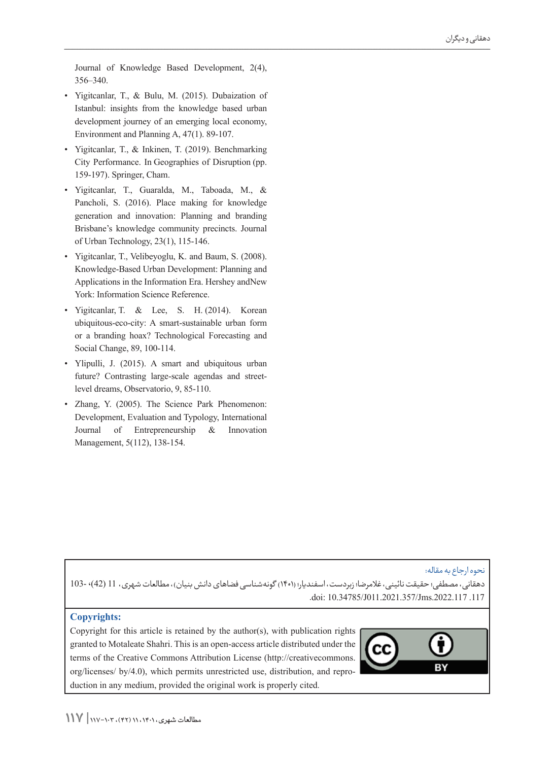Journal of Knowledge Based Development, 2(4), 356–340.

- Yigitcanlar, T., & Bulu, M. (2015). Dubaization of Istanbul: insights from the knowledge based urban development journey of an emerging local economy, Environment and Planning A, 47(1). 89-107.
- Yigitcanlar, T., & Inkinen, T. (2019). Benchmarking City Performance. In Geographies of Disruption (pp. 159-197). Springer, Cham.
- Yigitcanlar, T., Guaralda, M., Taboada, M., & Pancholi, S. (2016). Place making for knowledge generation and innovation: Planning and branding Brisbane's knowledge community precincts. Journal of Urban Technology, 23(1), 115-146.
- Yigitcanlar, T., Velibeyoglu, K. and Baum, S. (2008). Knowledge-Based Urban Development: Planning and Applications in the Information Era. Hershey andNew York: Information Science Reference.
- Yigitcanlar, T. & Lee, S. H. (2014). Korean ubiquitous-eco-city: A smart-sustainable urban form or a branding hoax? Technological Forecasting and Social Change, 89, 100-114.
- Ylipulli, J. (2015). A smart and ubiquitous urban future? Contrasting large-scale agendas and street-level dreams, Observatorio, 9, 85-110.
- Zhang, Y. (2005). The Science Park Phenomenon: Development, Evaluation and Typology, International Journal of Entrepreneurship & Innovation Management, 5(112), 138-154.

نحوه ارجاع به مقاله:

دهقانی، مصطفی؛ حقیقت نائینی، غلامرضا؛ زبردست، اسفندیار؛ (۱۴۰۱) گونه‌شناسی فضاهای دانش بنیان)، مطالعات شهری، 11 (42)، -103 117. doi: 10.34785/J011.2021.357/Jms.2022.117.

**Copyrights:**

Copyright for this article is retained by the author(s), with publication rights granted to Motaleate Shahri. This is an open-access article distributed under the terms of the Creative Commons Attribution License (http://creativecommons.org/licenses/ by/4.0), which permits unrestricted use, distribution, and reproduction in any medium, provided the original work is properly cited.